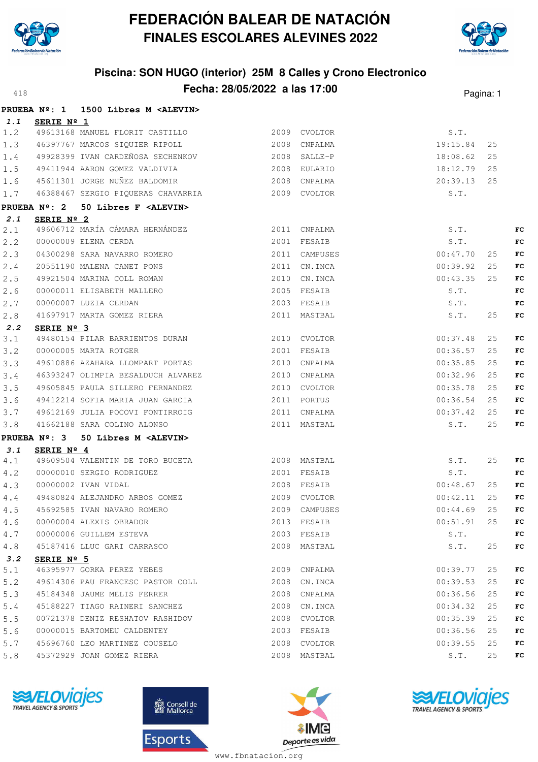# FEDERACIÓN BALEAR DE NATACIÓN
## FINALES ESCOLARES ALEVINES 2022

### Piscina: SON HUGO (interior) 25M 8 Calles y Crono Electronico
### Fecha: 28/05/2022 a las 17:00

418

**PRUEBA Nº: 1 1500 Libres M <ALEVIN>**

**1.1 SERIE Nº 1**

| | | | | | | | |
|---|---|---|---|---|---|---|---|
| 1.2 | 49613168 | MANUEL FLORIT CASTILLO | 2009 | CVOLTOR | S.T. | | |
| 1.3 | 46397767 | MARCOS SIQUIER RIPOLL | 2008 | CNPALMA | 19:15.84 | 25 | |
| 1.4 | 49928399 | IVAN CARDEÑOSA SECHENKOV | 2008 | SALLE-P | 18:08.62 | 25 | |
| 1.5 | 49411944 | AARON GOMEZ VALDIVIA | 2008 | EULARIO | 18:12.79 | 25 | |
| 1.6 | 45611301 | JORGE NUÑEZ BALDOMIR | 2008 | CNPALMA | 20:39.13 | 25 | |
| 1.7 | 46388467 | SERGIO PIQUERAS CHAVARRIA | 2009 | CVOLTOR | S.T. | | |

**PRUEBA Nº: 2 50 Libres F <ALEVIN>**

**2.1 SERIE Nº 2**

| | | | | | | | |
|---|---|---|---|---|---|---|---|
| 2.1 | 49606712 | MARÍA CÁMARA HERNÁNDEZ | 2011 | CNPALMA | S.T. | | FC |
| 2.2 | 00000009 | ELENA CERDA | 2001 | FESAIB | S.T. | | FC |
| 2.3 | 04300298 | SARA NAVARRO ROMERO | 2011 | CAMPUSES | 00:47.70 | 25 | FC |
| 2.4 | 20551190 | MALENA CANET PONS | 2011 | CN.INCA | 00:39.92 | 25 | FC |
| 2.5 | 49921504 | MARINA COLL ROMAN | 2010 | CN.INCA | 00:43.35 | 25 | FC |
| 2.6 | 00000011 | ELISABETH MALLERO | 2005 | FESAIB | S.T. | | FC |
| 2.7 | 00000007 | LUZIA CERDAN | 2003 | FESAIB | S.T. | | FC |
| 2.8 | 41697917 | MARTA GOMEZ RIERA | 2011 | MASTBAL | S.T. | 25 | FC |

**2.2 SERIE Nº 3**

| | | | | | | | |
|---|---|---|---|---|---|---|---|
| 3.1 | 49480154 | PILAR BARRIENTOS DURAN | 2010 | CVOLTOR | 00:37.48 | 25 | FC |
| 3.2 | 00000005 | MARTA ROTGER | 2001 | FESAIB | 00:36.57 | 25 | FC |
| 3.3 | 49610886 | AZAHARA LLOMPART PORTAS | 2010 | CNPALMA | 00:35.85 | 25 | FC |
| 3.4 | 46393247 | OLIMPIA BESALDUCH ALVAREZ | 2010 | CNPALMA | 00:32.96 | 25 | FC |
| 3.5 | 49605845 | PAULA SILLERO FERNANDEZ | 2010 | CVOLTOR | 00:35.78 | 25 | FC |
| 3.6 | 49412214 | SOFIA MARIA JUAN GARCIA | 2011 | PORTUS | 00:36.54 | 25 | FC |
| 3.7 | 49612169 | JULIA POCOVI FONTIRROIG | 2011 | CNPALMA | 00:37.42 | 25 | FC |
| 3.8 | 41662188 | SARA COLINO ALONSO | 2011 | MASTBAL | S.T. | 25 | FC |

**PRUEBA Nº: 3 50 Libres M <ALEVIN>**

**3.1 SERIE Nº 4**

| | | | | | | | |
|---|---|---|---|---|---|---|---|
| 4.1 | 49609504 | VALENTIN DE TORO BUCETA | 2008 | MASTBAL | S.T. | 25 | FC |
| 4.2 | 00000010 | SERGIO RODRIGUEZ | 2001 | FESAIB | S.T. | | FC |
| 4.3 | 00000002 | IVAN VIDAL | 2008 | FESAIB | 00:48.67 | 25 | FC |
| 4.4 | 49480824 | ALEJANDRO ARBOS GOMEZ | 2009 | CVOLTOR | 00:42.11 | 25 | FC |
| 4.5 | 45692585 | IVAN NAVARO ROMERO | 2009 | CAMPUSES | 00:44.69 | 25 | FC |
| 4.6 | 00000004 | ALEXIS OBRADOR | 2013 | FESAIB | 00:51.91 | 25 | FC |
| 4.7 | 00000006 | GUILLEM ESTEVA | 2003 | FESAIB | S.T. | | FC |
| 4.8 | 45187416 | LLUC GARI CARRASCO | 2008 | MASTBAL | S.T. | 25 | FC |

**3.2 SERIE Nº 5**

| | | | | | | | |
|---|---|---|---|---|---|---|---|
| 5.1 | 46395977 | GORKA PEREZ YEBES | 2009 | CNPALMA | 00:39.77 | 25 | FC |
| 5.2 | 49614306 | PAU FRANCESC PASTOR COLL | 2008 | CN.INCA | 00:39.53 | 25 | FC |
| 5.3 | 45184348 | JAUME MELIS FERRER | 2008 | CNPALMA | 00:36.56 | 25 | FC |
| 5.4 | 45188227 | TIAGO RAINERI SANCHEZ | 2008 | CN.INCA | 00:34.32 | 25 | FC |
| 5.5 | 00721378 | DENIZ RESHATOV RASHIDOV | 2008 | CVOLTOR | 00:35.39 | 25 | FC |
| 5.6 | 00000015 | BARTOMEU CALDENTEY | 2003 | FESAIB | 00:36.56 | 25 | FC |
| 5.7 | 45696760 | LEO MARTINEZ COUSELO | 2008 | CVOLTOR | 00:39.55 | 25 | FC |
| 5.8 | 45372929 | JOAN GOMEZ RIERA | 2008 | MASTBAL | S.T. | 25 | FC |

www.fbnatacion.org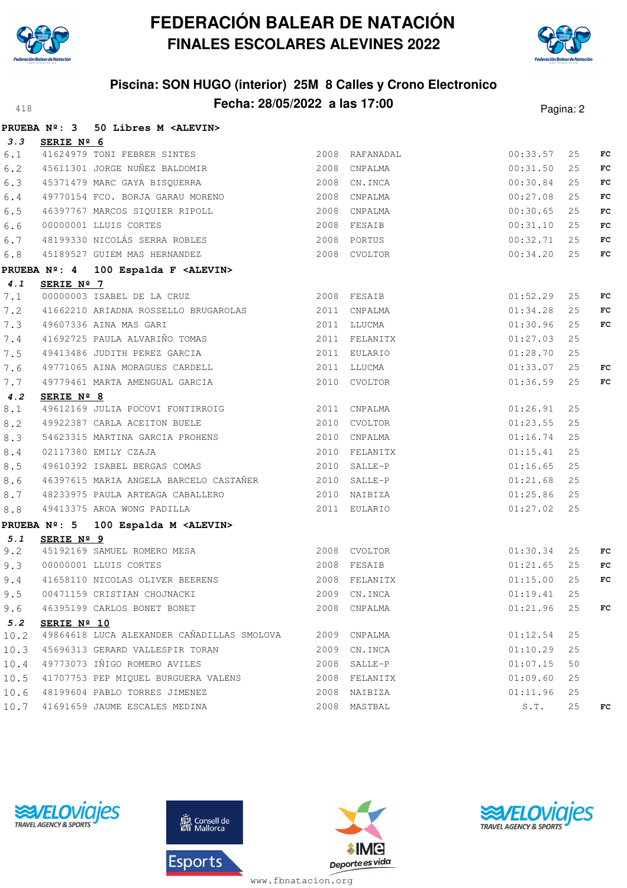# FEDERACIÓN BALEAR DE NATACIÓN

## FINALES ESCOLARES ALEVINES 2022

### Piscina: SON HUGO (interior) 25M 8 Calles y Crono Electronico

### Fecha: 28/05/2022 a las 17:00

418

**PRUEBA Nº: 3 50 Libres M <ALEVIN>**

**3.3 SERIE Nº 6**

| | | | | | | | |
|---|---|---|---|---|---|---|---|
| 6.1 | 41624979 | TONI FEBRER SINTES | 2008 | RAFANADAL | 00:33.57 | 25 | FC |
| 6.2 | 45611301 | JORGE NUÑEZ BALDOMIR | 2008 | CNPALMA | 00:31.50 | 25 | FC |
| 6.3 | 45371479 | MARC GAYA BISQUERRA | 2008 | CN.INCA | 00:30.84 | 25 | FC |
| 6.4 | 49770154 | FCO. BORJA GARAU MORENO | 2008 | CNPALMA | 00:27.08 | 25 | FC |
| 6.5 | 46397767 | MARCOS SIQUIER RIPOLL | 2008 | CNPALMA | 00:30.65 | 25 | FC |
| 6.6 | 00000001 | LLUIS CORTES | 2008 | FESAIB | 00:31.10 | 25 | FC |
| 6.7 | 48199330 | NICOLÁS SERRA ROBLES | 2008 | PORTUS | 00:32.71 | 25 | FC |
| 6.8 | 45189527 | GUIEM MAS HERNANDEZ | 2008 | CVOLTOR | 00:34.20 | 25 | FC |

**PRUEBA Nº: 4 100 Espalda F <ALEVIN>**

**4.1 SERIE Nº 7**

| | | | | | | | |
|---|---|---|---|---|---|---|---|
| 7.1 | 00000003 | ISABEL DE LA CRUZ | 2008 | FESAIB | 01:52.29 | 25 | FC |
| 7.2 | 41662210 | ARIADNA ROSSELLO BRUGAROLAS | 2011 | CNPALMA | 01:34.28 | 25 | FC |
| 7.3 | 49607336 | AINA MAS GARI | 2011 | LLUCMA | 01:30.96 | 25 | FC |
| 7.4 | 41692725 | PAULA ALVARIÑO TOMAS | 2011 | FELANITX | 01:27.03 | 25 | |
| 7.5 | 49413486 | JUDITH PEREZ GARCIA | 2011 | EULARIO | 01:28.70 | 25 | |
| 7.6 | 49771065 | AINA MORAGUES CARDELL | 2011 | LLUCMA | 01:33.07 | 25 | FC |
| 7.7 | 49779461 | MARTA AMENGUAL GARCIA | 2010 | CVOLTOR | 01:36.59 | 25 | FC |

**4.2 SERIE Nº 8**

| | | | | | | | |
|---|---|---|---|---|---|---|---|
| 8.1 | 49612169 | JULIA POCOVI FONTIRROIG | 2011 | CNPALMA | 01:26.91 | 25 | |
| 8.2 | 49922387 | CARLA ACEITON BUELE | 2010 | CVOLTOR | 01:23.55 | 25 | |
| 8.3 | 54623315 | MARTINA GARCIA PROHENS | 2010 | CNPALMA | 01:16.74 | 25 | |
| 8.4 | 02117380 | EMILY CZAJA | 2010 | FELANITX | 01:15.41 | 25 | |
| 8.5 | 49610392 | ISABEL BERGAS COMAS | 2010 | SALLE-P | 01:16.65 | 25 | |
| 8.6 | 46397615 | MARIA ANGELA BARCELO CASTAÑER | 2010 | SALLE-P | 01:21.68 | 25 | |
| 8.7 | 48233975 | PAULA ARTEAGA CABALLERO | 2010 | NAIBIZA | 01:25.86 | 25 | |
| 8.8 | 49413375 | AROA WONG PADILLA | 2011 | EULARIO | 01:27.02 | 25 | |

**PRUEBA Nº: 5 100 Espalda M <ALEVIN>**

**5.1 SERIE Nº 9**

| | | | | | | | |
|---|---|---|---|---|---|---|---|
| 9.2 | 45192169 | SAMUEL ROMERO MESA | 2008 | CVOLTOR | 01:30.34 | 25 | FC |
| 9.3 | 00000001 | LLUIS CORTES | 2008 | FESAIB | 01:21.65 | 25 | FC |
| 9.4 | 41658110 | NICOLAS OLIVER BEERENS | 2008 | FELANITX | 01:15.00 | 25 | FC |
| 9.5 | 00471159 | CRISTIAN CHOJNACKI | 2009 | CN.INCA | 01:19.41 | 25 | |
| 9.6 | 46395199 | CARLOS BONET BONET | 2008 | CNPALMA | 01:21.96 | 25 | FC |

**5.2 SERIE Nº 10**

| | | | | | | | |
|---|---|---|---|---|---|---|---|
| 10.2 | 49864618 | LUCA ALEXANDER CAÑADILLAS SMOLOVA | 2009 | CNPALMA | 01:12.54 | 25 | |
| 10.3 | 45696313 | GERARD VALLESPIR TORAN | 2009 | CN.INCA | 01:10.29 | 25 | |
| 10.4 | 49773073 | IÑIGO ROMERO AVILES | 2008 | SALLE-P | 01:07.15 | 50 | |
| 10.5 | 41707753 | PEP MIQUEL BURGUERA VALENS | 2008 | FELANITX | 01:09.60 | 25 | |
| 10.6 | 48199604 | PABLO TORRES JIMENEZ | 2008 | NAIBIZA | 01:11.96 | 25 | |
| 10.7 | 41691659 | JAUME ESCALES MEDINA | 2008 | MASTBAL | S.T. | 25 | FC |

www.fbnatacion.org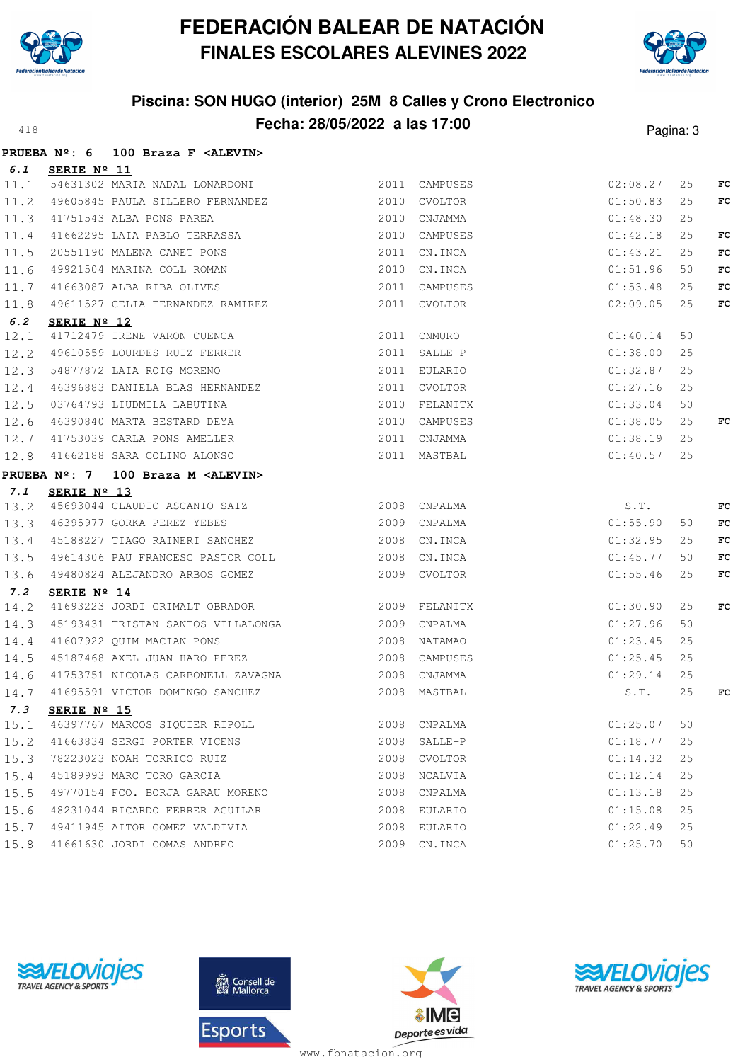# FEDERACIÓN BALEAR DE NATACIÓN
## FINALES ESCOLARES ALEVINES 2022

### Piscina: SON HUGO (interior) 25M 8 Calles y Crono Electronico
### Fecha: 28/05/2022 a las 17:00

**PRUEBA Nº: 6 100 Braza F <ALEVIN>**

**6.1 SERIE Nº 11**

| | | | | | | | |
|---|---|---|---|---|---|---|---|
| 11.1 | 54631302 | MARIA NADAL LONARDONI | 2011 | CAMPUSES | 02:08.27 | 25 | FC |
| 11.2 | 49605845 | PAULA SILLERO FERNANDEZ | 2010 | CVOLTOR | 01:50.83 | 25 | FC |
| 11.3 | 41751543 | ALBA PONS PAREA | 2010 | CNJAMMA | 01:48.30 | 25 | |
| 11.4 | 41662295 | LAIA PABLO TERRASSA | 2010 | CAMPUSES | 01:42.18 | 25 | FC |
| 11.5 | 20551190 | MALENA CANET PONS | 2011 | CN.INCA | 01:43.21 | 25 | FC |
| 11.6 | 49921504 | MARINA COLL ROMAN | 2010 | CN.INCA | 01:51.96 | 50 | FC |
| 11.7 | 41663087 | ALBA RIBA OLIVES | 2011 | CAMPUSES | 01:53.48 | 25 | FC |
| 11.8 | 49611527 | CELIA FERNANDEZ RAMIREZ | 2011 | CVOLTOR | 02:09.05 | 25 | FC |

**6.2 SERIE Nº 12**

| | | | | | | | |
|---|---|---|---|---|---|---|---|
| 12.1 | 41712479 | IRENE VARON CUENCA | 2011 | CNMURO | 01:40.14 | 50 | |
| 12.2 | 49610559 | LOURDES RUIZ FERRER | 2011 | SALLE-P | 01:38.00 | 25 | |
| 12.3 | 54877872 | LAIA ROIG MORENO | 2011 | EULARIO | 01:32.87 | 25 | |
| 12.4 | 46396883 | DANIELA BLAS HERNANDEZ | 2011 | CVOLTOR | 01:27.16 | 25 | |
| 12.5 | 03764793 | LIUDMILA LABUTINA | 2010 | FELANITX | 01:33.04 | 50 | |
| 12.6 | 46390840 | MARTA BESTARD DEYA | 2010 | CAMPUSES | 01:38.05 | 25 | FC |
| 12.7 | 41753039 | CARLA PONS AMELLER | 2011 | CNJAMMA | 01:38.19 | 25 | |
| 12.8 | 41662188 | SARA COLINO ALONSO | 2011 | MASTBAL | 01:40.57 | 25 | |

**PRUEBA Nº: 7 100 Braza M <ALEVIN>**

**7.1 SERIE Nº 13**

| | | | | | | | |
|---|---|---|---|---|---|---|---|
| 13.2 | 45693044 | CLAUDIO ASCANIO SAIZ | 2008 | CNPALMA | S.T. | | FC |
| 13.3 | 46395977 | GORKA PEREZ YEBES | 2009 | CNPALMA | 01:55.90 | 50 | FC |
| 13.4 | 45188227 | TIAGO RAINERI SANCHEZ | 2008 | CN.INCA | 01:32.95 | 25 | FC |
| 13.5 | 49614306 | PAU FRANCESC PASTOR COLL | 2008 | CN.INCA | 01:45.77 | 50 | FC |
| 13.6 | 49480824 | ALEJANDRO ARBOS GOMEZ | 2009 | CVOLTOR | 01:55.46 | 25 | FC |

**7.2 SERIE Nº 14**

| | | | | | | | |
|---|---|---|---|---|---|---|---|
| 14.2 | 41693223 | JORDI GRIMALT OBRADOR | 2009 | FELANITX | 01:30.90 | 25 | FC |
| 14.3 | 45193431 | TRISTAN SANTOS VILLALONGA | 2009 | CNPALMA | 01:27.96 | 50 | |
| 14.4 | 41607922 | QUIM MACIAN PONS | 2008 | NATAMAO | 01:23.45 | 25 | |
| 14.5 | 45187468 | AXEL JUAN HARO PEREZ | 2008 | CAMPUSES | 01:25.45 | 25 | |
| 14.6 | 41753751 | NICOLAS CARBONELL ZAVAGNA | 2008 | CNJAMMA | 01:29.14 | 25 | |
| 14.7 | 41695591 | VICTOR DOMINGO SANCHEZ | 2008 | MASTBAL | S.T. | 25 | FC |

**7.3 SERIE Nº 15**

| | | | | | | | |
|---|---|---|---|---|---|---|---|
| 15.1 | 46397767 | MARCOS SIQUIER RIPOLL | 2008 | CNPALMA | 01:25.07 | 50 | |
| 15.2 | 41663834 | SERGI PORTER VICENS | 2008 | SALLE-P | 01:18.77 | 25 | |
| 15.3 | 78223023 | NOAH TORRICO RUIZ | 2008 | CVOLTOR | 01:14.32 | 25 | |
| 15.4 | 45189993 | MARC TORO GARCIA | 2008 | NCALVIA | 01:12.14 | 25 | |
| 15.5 | 49770154 | FCO. BORJA GARAU MORENO | 2008 | CNPALMA | 01:13.18 | 25 | |
| 15.6 | 48231044 | RICARDO FERRER AGUILAR | 2008 | EULARIO | 01:15.08 | 25 | |
| 15.7 | 49411945 | AITOR GOMEZ VALDIVIA | 2008 | EULARIO | 01:22.49 | 25 | |
| 15.8 | 41661630 | JORDI COMAS ANDREO | 2009 | CN.INCA | 01:25.70 | 50 | |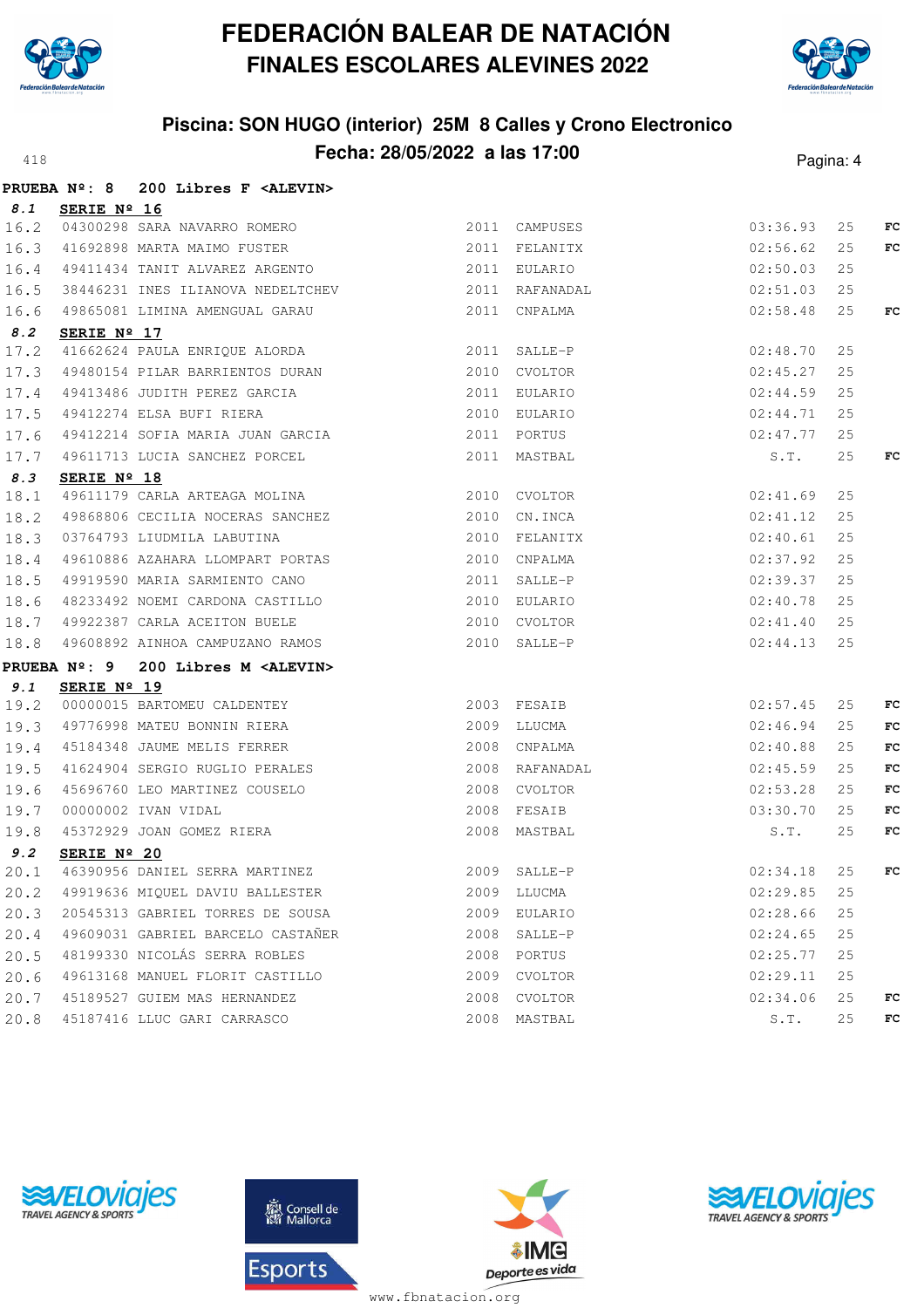# FEDERACIÓN BALEAR DE NATACIÓN
## FINALES ESCOLARES ALEVINES 2022

### Piscina: SON HUGO (interior) 25M 8 Calles y Crono Electronico
### Fecha: 28/05/2022 a las 17:00

418

**PRUEBA Nº: 8 200 Libres F <ALEVIN>**

**8.1 SERIE Nº 16**

| | | | | | | | |
|---|---|---|---|---|---|---|---|
| 16.2 | 04300298 | SARA NAVARRO ROMERO | 2011 | CAMPUSES | 03:36.93 | 25 | FC |
| 16.3 | 41692898 | MARTA MAIMO FUSTER | 2011 | FELANITX | 02:56.62 | 25 | FC |
| 16.4 | 49411434 | TANIT ALVAREZ ARGENTO | 2011 | EULARIO | 02:50.03 | 25 | |
| 16.5 | 38446231 | INES ILIANOVA NEDELTCHEV | 2011 | RAFANADAL | 02:51.03 | 25 | |
| 16.6 | 49865081 | LIMINA AMENGUAL GARAU | 2011 | CNPALMA | 02:58.48 | 25 | FC |

**8.2 SERIE Nº 17**

| | | | | | | | |
|---|---|---|---|---|---|---|---|
| 17.2 | 41662624 | PAULA ENRIQUE ALORDA | 2011 | SALLE-P | 02:48.70 | 25 | |
| 17.3 | 49480154 | PILAR BARRIENTOS DURAN | 2010 | CVOLTOR | 02:45.27 | 25 | |
| 17.4 | 49413486 | JUDITH PEREZ GARCIA | 2011 | EULARIO | 02:44.59 | 25 | |
| 17.5 | 49412274 | ELSA BUFI RIERA | 2010 | EULARIO | 02:44.71 | 25 | |
| 17.6 | 49412214 | SOFIA MARIA JUAN GARCIA | 2011 | PORTUS | 02:47.77 | 25 | |
| 17.7 | 49611713 | LUCIA SANCHEZ PORCEL | 2011 | MASTBAL | S.T. | 25 | FC |

**8.3 SERIE Nº 18**

| | | | | | | | |
|---|---|---|---|---|---|---|---|
| 18.1 | 49611179 | CARLA ARTEAGA MOLINA | 2010 | CVOLTOR | 02:41.69 | 25 | |
| 18.2 | 49868806 | CECILIA NOCERAS SANCHEZ | 2010 | CN.INCA | 02:41.12 | 25 | |
| 18.3 | 03764793 | LIUDMILA LABUTINA | 2010 | FELANITX | 02:40.61 | 25 | |
| 18.4 | 49610886 | AZAHARA LLOMPART PORTAS | 2010 | CNPALMA | 02:37.92 | 25 | |
| 18.5 | 49919590 | MARIA SARMIENTO CANO | 2011 | SALLE-P | 02:39.37 | 25 | |
| 18.6 | 48233492 | NOEMI CARDONA CASTILLO | 2010 | EULARIO | 02:40.78 | 25 | |
| 18.7 | 49922387 | CARLA ACEITON BUELE | 2010 | CVOLTOR | 02:41.40 | 25 | |
| 18.8 | 49608892 | AINHOA CAMPUZANO RAMOS | 2010 | SALLE-P | 02:44.13 | 25 | |

**PRUEBA Nº: 9 200 Libres M <ALEVIN>**

**9.1 SERIE Nº 19**

| | | | | | | | |
|---|---|---|---|---|---|---|---|
| 19.2 | 00000015 | BARTOMEU CALDENTEY | 2003 | FESAIB | 02:57.45 | 25 | FC |
| 19.3 | 49776998 | MATEU BONNIN RIERA | 2009 | LLUCMA | 02:46.94 | 25 | FC |
| 19.4 | 45184348 | JAUME MELIS FERRER | 2008 | CNPALMA | 02:40.88 | 25 | FC |
| 19.5 | 41624904 | SERGIO RUGLIO PERALES | 2008 | RAFANADAL | 02:45.59 | 25 | FC |
| 19.6 | 45696760 | LEO MARTINEZ COUSELO | 2008 | CVOLTOR | 02:53.28 | 25 | FC |
| 19.7 | 00000002 | IVAN VIDAL | 2008 | FESAIB | 03:30.70 | 25 | FC |
| 19.8 | 45372929 | JOAN GOMEZ RIERA | 2008 | MASTBAL | S.T. | 25 | FC |

**9.2 SERIE Nº 20**

| | | | | | | | |
|---|---|---|---|---|---|---|---|
| 20.1 | 46390956 | DANIEL SERRA MARTINEZ | 2009 | SALLE-P | 02:34.18 | 25 | FC |
| 20.2 | 49919636 | MIQUEL DAVIU BALLESTER | 2009 | LLUCMA | 02:29.85 | 25 | |
| 20.3 | 20545313 | GABRIEL TORRES DE SOUSA | 2009 | EULARIO | 02:28.66 | 25 | |
| 20.4 | 49609031 | GABRIEL BARCELO CASTAÑER | 2008 | SALLE-P | 02:24.65 | 25 | |
| 20.5 | 48199330 | NICOLÁS SERRA ROBLES | 2008 | PORTUS | 02:25.77 | 25 | |
| 20.6 | 49613168 | MANUEL FLORIT CASTILLO | 2009 | CVOLTOR | 02:29.11 | 25 | |
| 20.7 | 45189527 | GUIEM MAS HERNANDEZ | 2008 | CVOLTOR | 02:34.06 | 25 | FC |
| 20.8 | 45187416 | LLUC GARI CARRASCO | 2008 | MASTBAL | S.T. | 25 | FC |

www.fbnatacion.org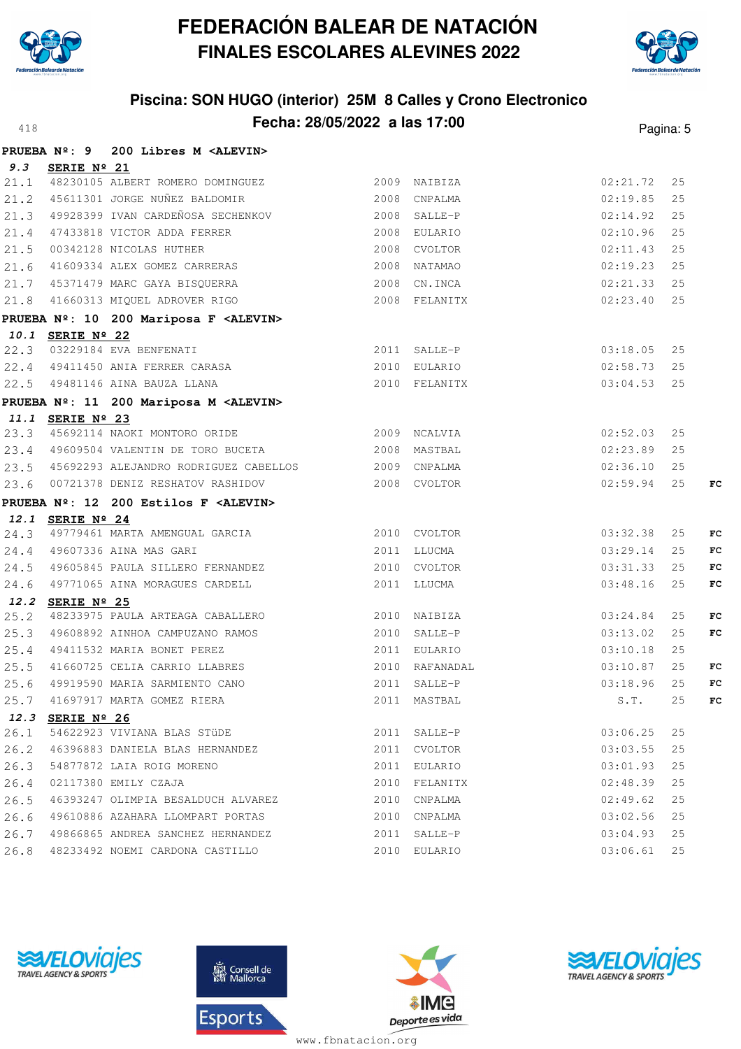# FEDERACIÓN BALEAR DE NATACIÓN
## FINALES ESCOLARES ALEVINES 2022

### Piscina: SON HUGO (interior) 25M 8 Calles y Crono Electronico
### Fecha: 28/05/2022 a las 17:00

418

**PRUEBA Nº: 9 200 Libres M <ALEVIN>**

**9.3 SERIE Nº 21**

| | | | | | | | |
|---|---|---|---|---|---|---|---|
| 21.1 | 48230105 | ALBERT ROMERO DOMINGUEZ | 2009 | NAIBIZA | 02:21.72 | 25 | |
| 21.2 | 45611301 | JORGE NUÑEZ BALDOMIR | 2008 | CNPALMA | 02:19.85 | 25 | |
| 21.3 | 49928399 | IVAN CARDEÑOSA SECHENKOV | 2008 | SALLE-P | 02:14.92 | 25 | |
| 21.4 | 47433818 | VICTOR ADDA FERRER | 2008 | EULARIO | 02:10.96 | 25 | |
| 21.5 | 00342128 | NICOLAS HUTHER | 2008 | CVOLTOR | 02:11.43 | 25 | |
| 21.6 | 41609334 | ALEX GOMEZ CARRERAS | 2008 | NATAMAO | 02:19.23 | 25 | |
| 21.7 | 45371479 | MARC GAYA BISQUERRA | 2008 | CN.INCA | 02:21.33 | 25 | |
| 21.8 | 41660313 | MIQUEL ADROVER RIGO | 2008 | FELANITX | 02:23.40 | 25 | |

**PRUEBA Nº: 10 200 Mariposa F <ALEVIN>**

**10.1 SERIE Nº 22**

| | | | | | | | |
|---|---|---|---|---|---|---|---|
| 22.3 | 03229184 | EVA BENFENATI | 2011 | SALLE-P | 03:18.05 | 25 | |
| 22.4 | 49411450 | ANIA FERRER CARASA | 2010 | EULARIO | 02:58.73 | 25 | |
| 22.5 | 49481146 | AINA BAUZA LLANA | 2010 | FELANITX | 03:04.53 | 25 | |

**PRUEBA Nº: 11 200 Mariposa M <ALEVIN>**

**11.1 SERIE Nº 23**

| | | | | | | | |
|---|---|---|---|---|---|---|---|
| 23.3 | 45692114 | NAOKI MONTORO ORIDE | 2009 | NCALVIA | 02:52.03 | 25 | |
| 23.4 | 49609504 | VALENTIN DE TORO BUCETA | 2008 | MASTBAL | 02:23.89 | 25 | |
| 23.5 | 45692293 | ALEJANDRO RODRIGUEZ CABELLOS | 2009 | CNPALMA | 02:36.10 | 25 | |
| 23.6 | 00721378 | DENIZ RESHATOV RASHIDOV | 2008 | CVOLTOR | 02:59.94 | 25 | FC |

**PRUEBA Nº: 12 200 Estilos F <ALEVIN>**

**12.1 SERIE Nº 24**

| | | | | | | | |
|---|---|---|---|---|---|---|---|
| 24.3 | 49779461 | MARTA AMENGUAL GARCIA | 2010 | CVOLTOR | 03:32.38 | 25 | FC |
| 24.4 | 49607336 | AINA MAS GARI | 2011 | LLUCMA | 03:29.14 | 25 | FC |
| 24.5 | 49605845 | PAULA SILLERO FERNANDEZ | 2010 | CVOLTOR | 03:31.33 | 25 | FC |
| 24.6 | 49771065 | AINA MORAGUES CARDELL | 2011 | LLUCMA | 03:48.16 | 25 | FC |

**12.2 SERIE Nº 25**

| | | | | | | | |
|---|---|---|---|---|---|---|---|
| 25.2 | 48233975 | PAULA ARTEAGA CABALLERO | 2010 | NAIBIZA | 03:24.84 | 25 | FC |
| 25.3 | 49608892 | AINHOA CAMPUZANO RAMOS | 2010 | SALLE-P | 03:13.02 | 25 | FC |
| 25.4 | 49411532 | MARIA BONET PEREZ | 2011 | EULARIO | 03:10.18 | 25 | |
| 25.5 | 41660725 | CELIA CARRIO LLABRES | 2010 | RAFANADAL | 03:10.87 | 25 | FC |
| 25.6 | 49919590 | MARIA SARMIENTO CANO | 2011 | SALLE-P | 03:18.96 | 25 | FC |
| 25.7 | 41697917 | MARTA GOMEZ RIERA | 2011 | MASTBAL | S.T. | 25 | FC |

**12.3 SERIE Nº 26**

| | | | | | | | |
|---|---|---|---|---|---|---|---|
| 26.1 | 54622923 | VIVIANA BLAS STÜDE | 2011 | SALLE-P | 03:06.25 | 25 | |
| 26.2 | 46396883 | DANIELA BLAS HERNANDEZ | 2011 | CVOLTOR | 03:03.55 | 25 | |
| 26.3 | 54877872 | LAIA ROIG MORENO | 2011 | EULARIO | 03:01.93 | 25 | |
| 26.4 | 02117380 | EMILY CZAJA | 2010 | FELANITX | 02:48.39 | 25 | |
| 26.5 | 46393247 | OLIMPIA BESALDUCH ALVAREZ | 2010 | CNPALMA | 02:49.62 | 25 | |
| 26.6 | 49610886 | AZAHARA LLOMPART PORTAS | 2010 | CNPALMA | 03:02.56 | 25 | |
| 26.7 | 49866865 | ANDREA SANCHEZ HERNANDEZ | 2011 | SALLE-P | 03:04.93 | 25 | |
| 26.8 | 48233492 | NOEMI CARDONA CASTILLO | 2010 | EULARIO | 03:06.61 | 25 | |

www.fbnatacion.org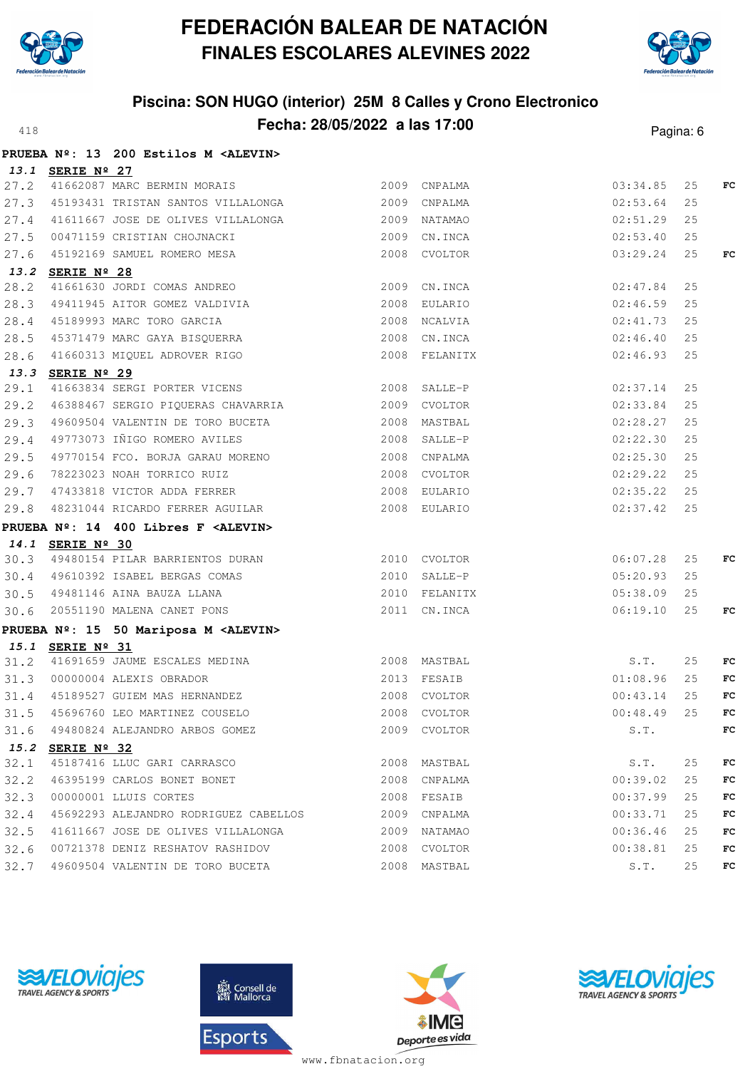# FEDERACIÓN BALEAR DE NATACIÓN
## FINALES ESCOLARES ALEVINES 2022

### Piscina: SON HUGO (interior) 25M 8 Calles y Crono Electronico
### Fecha: 28/05/2022 a las 17:00

**PRUEBA Nº: 13 200 Estilos M <ALEVIN>**

***13.1*** **SERIE Nº 27**

| | | | | | | | |
|---|---|---|---|---|---|---|---|
| 27.2 | 41662087 | MARC BERMIN MORAIS | 2009 | CNPALMA | 03:34.85 | 25 | FC |
| 27.3 | 45193431 | TRISTAN SANTOS VILLALONGA | 2009 | CNPALMA | 02:53.64 | 25 | |
| 27.4 | 41611667 | JOSE DE OLIVES VILLALONGA | 2009 | NATAMAO | 02:51.29 | 25 | |
| 27.5 | 00471159 | CRISTIAN CHOJNACKI | 2009 | CN.INCA | 02:53.40 | 25 | |
| 27.6 | 45192169 | SAMUEL ROMERO MESA | 2008 | CVOLTOR | 03:29.24 | 25 | FC |

***13.2*** **SERIE Nº 28**

| | | | | | | | |
|---|---|---|---|---|---|---|---|
| 28.2 | 41661630 | JORDI COMAS ANDREO | 2009 | CN.INCA | 02:47.84 | 25 | |
| 28.3 | 49411945 | AITOR GOMEZ VALDIVIA | 2008 | EULARIO | 02:46.59 | 25 | |
| 28.4 | 45189993 | MARC TORO GARCIA | 2008 | NCALVIA | 02:41.73 | 25 | |
| 28.5 | 45371479 | MARC GAYA BISQUERRA | 2008 | CN.INCA | 02:46.40 | 25 | |
| 28.6 | 41660313 | MIQUEL ADROVER RIGO | 2008 | FELANITX | 02:46.93 | 25 | |

***13.3*** **SERIE Nº 29**

| | | | | | | | |
|---|---|---|---|---|---|---|---|
| 29.1 | 41663834 | SERGI PORTER VICENS | 2008 | SALLE-P | 02:37.14 | 25 | |
| 29.2 | 46388467 | SERGIO PIQUERAS CHAVARRIA | 2009 | CVOLTOR | 02:33.84 | 25 | |
| 29.3 | 49609504 | VALENTIN DE TORO BUCETA | 2008 | MASTBAL | 02:28.27 | 25 | |
| 29.4 | 49773073 | IÑIGO ROMERO AVILES | 2008 | SALLE-P | 02:22.30 | 25 | |
| 29.5 | 49770154 | FCO. BORJA GARAU MORENO | 2008 | CNPALMA | 02:25.30 | 25 | |
| 29.6 | 78223023 | NOAH TORRICO RUIZ | 2008 | CVOLTOR | 02:29.22 | 25 | |
| 29.7 | 47433818 | VICTOR ADDA FERRER | 2008 | EULARIO | 02:35.22 | 25 | |
| 29.8 | 48231044 | RICARDO FERRER AGUILAR | 2008 | EULARIO | 02:37.42 | 25 | |

**PRUEBA Nº: 14 400 Libres F <ALEVIN>**

***14.1*** **SERIE Nº 30**

| | | | | | | | |
|---|---|---|---|---|---|---|---|
| 30.3 | 49480154 | PILAR BARRIENTOS DURAN | 2010 | CVOLTOR | 06:07.28 | 25 | FC |
| 30.4 | 49610392 | ISABEL BERGAS COMAS | 2010 | SALLE-P | 05:20.93 | 25 | |
| 30.5 | 49481146 | AINA BAUZA LLANA | 2010 | FELANITX | 05:38.09 | 25 | |
| 30.6 | 20551190 | MALENA CANET PONS | 2011 | CN.INCA | 06:19.10 | 25 | FC |

**PRUEBA Nº: 15 50 Mariposa M <ALEVIN>**

***15.1*** **SERIE Nº 31**

| | | | | | | | |
|---|---|---|---|---|---|---|---|
| 31.2 | 41691659 | JAUME ESCALES MEDINA | 2008 | MASTBAL | S.T. | 25 | FC |
| 31.3 | 00000004 | ALEXIS OBRADOR | 2013 | FESAIB | 01:08.96 | 25 | FC |
| 31.4 | 45189527 | GUIEM MAS HERNANDEZ | 2008 | CVOLTOR | 00:43.14 | 25 | FC |
| 31.5 | 45696760 | LEO MARTINEZ COUSELO | 2008 | CVOLTOR | 00:48.49 | 25 | FC |
| 31.6 | 49480824 | ALEJANDRO ARBOS GOMEZ | 2009 | CVOLTOR | S.T. | | FC |

***15.2*** **SERIE Nº 32**

| | | | | | | | |
|---|---|---|---|---|---|---|---|
| 32.1 | 45187416 | LLUC GARI CARRASCO | 2008 | MASTBAL | S.T. | 25 | FC |
| 32.2 | 46395199 | CARLOS BONET BONET | 2008 | CNPALMA | 00:39.02 | 25 | FC |
| 32.3 | 00000001 | LLUIS CORTES | 2008 | FESAIB | 00:37.99 | 25 | FC |
| 32.4 | 45692293 | ALEJANDRO RODRIGUEZ CABELLOS | 2009 | CNPALMA | 00:33.71 | 25 | FC |
| 32.5 | 41611667 | JOSE DE OLIVES VILLALONGA | 2009 | NATAMAO | 00:36.46 | 25 | FC |
| 32.6 | 00721378 | DENIZ RESHATOV RASHIDOV | 2008 | CVOLTOR | 00:38.81 | 25 | FC |
| 32.7 | 49609504 | VALENTIN DE TORO BUCETA | 2008 | MASTBAL | S.T. | 25 | FC |

www.fbnatacion.org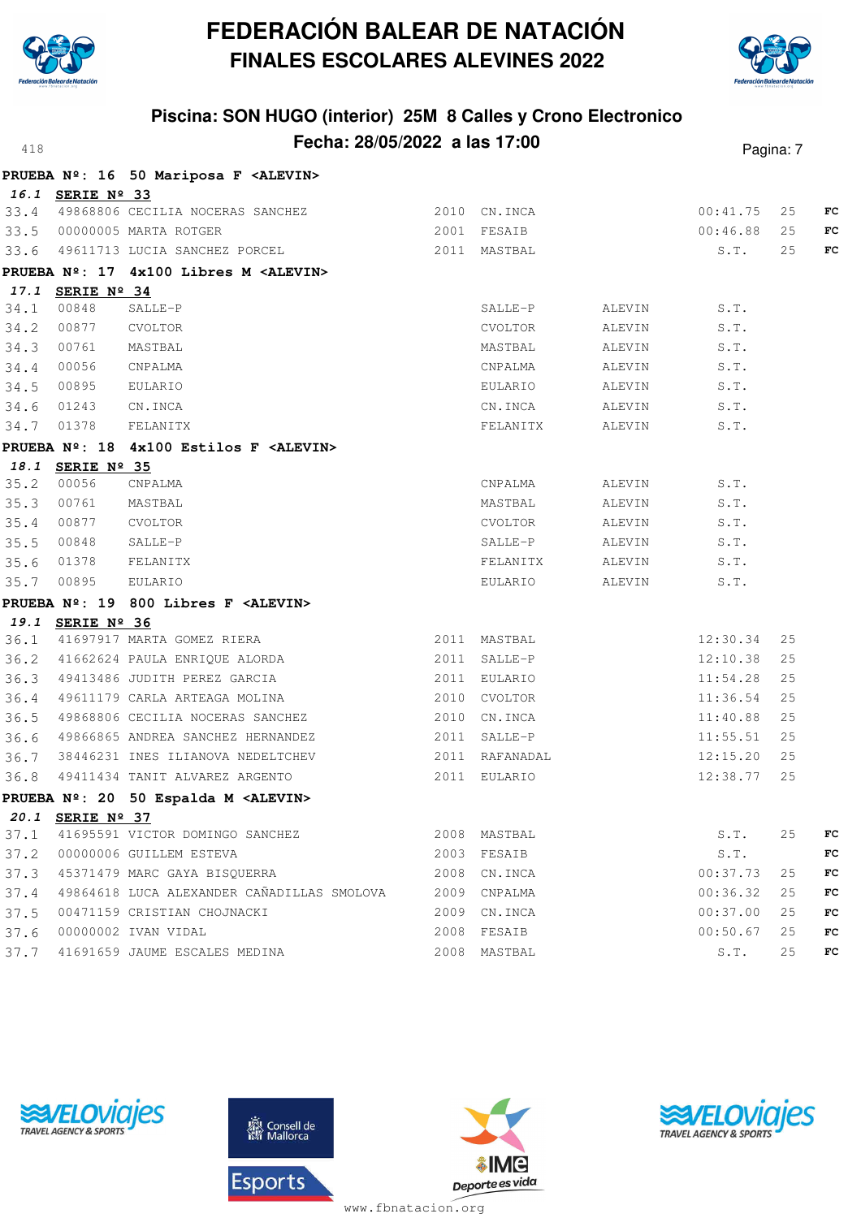# FEDERACIÓN BALEAR DE NATACIÓN
## FINALES ESCOLARES ALEVINES 2022

### Piscina: SON HUGO (interior) 25M 8 Calles y Crono Electronico
### Fecha: 28/05/2022 a las 17:00

**PRUEBA Nº: 16 50 Mariposa F <ALEVIN>**

***16.1* SERIE Nº 33**

| | | | | | | | |
|---|---|---|---|---|---|---|---|
| 33.4 | 49868806 CECILIA NOCERAS SANCHEZ | 2010 | CN.INCA | | 00:41.75 | 25 | FC |
| 33.5 | 00000005 MARTA ROTGER | 2001 | FESAIB | | 00:46.88 | 25 | FC |
| 33.6 | 49611713 LUCIA SANCHEZ PORCEL | 2011 | MASTBAL | | S.T. | 25 | FC |

**PRUEBA Nº: 17 4x100 Libres M <ALEVIN>**

***17.1* SERIE Nº 34**

| | | | | | |
|---|---|---|---|---|---|
| 34.1 | 00848 | SALLE-P | SALLE-P | ALEVIN | S.T. |
| 34.2 | 00877 | CVOLTOR | CVOLTOR | ALEVIN | S.T. |
| 34.3 | 00761 | MASTBAL | MASTBAL | ALEVIN | S.T. |
| 34.4 | 00056 | CNPALMA | CNPALMA | ALEVIN | S.T. |
| 34.5 | 00895 | EULARIO | EULARIO | ALEVIN | S.T. |
| 34.6 | 01243 | CN.INCA | CN.INCA | ALEVIN | S.T. |
| 34.7 | 01378 | FELANITX | FELANITX | ALEVIN | S.T. |

**PRUEBA Nº: 18 4x100 Estilos F <ALEVIN>**

***18.1* SERIE Nº 35**

| | | | | | |
|---|---|---|---|---|---|
| 35.2 | 00056 | CNPALMA | CNPALMA | ALEVIN | S.T. |
| 35.3 | 00761 | MASTBAL | MASTBAL | ALEVIN | S.T. |
| 35.4 | 00877 | CVOLTOR | CVOLTOR | ALEVIN | S.T. |
| 35.5 | 00848 | SALLE-P | SALLE-P | ALEVIN | S.T. |
| 35.6 | 01378 | FELANITX | FELANITX | ALEVIN | S.T. |
| 35.7 | 00895 | EULARIO | EULARIO | ALEVIN | S.T. |

**PRUEBA Nº: 19 800 Libres F <ALEVIN>**

***19.1* SERIE Nº 36**

| | | | | | |
|---|---|---|---|---|---|
| 36.1 | 41697917 MARTA GOMEZ RIERA | 2011 | MASTBAL | 12:30.34 | 25 |
| 36.2 | 41662624 PAULA ENRIQUE ALORDA | 2011 | SALLE-P | 12:10.38 | 25 |
| 36.3 | 49413486 JUDITH PEREZ GARCIA | 2011 | EULARIO | 11:54.28 | 25 |
| 36.4 | 49611179 CARLA ARTEAGA MOLINA | 2010 | CVOLTOR | 11:36.54 | 25 |
| 36.5 | 49868806 CECILIA NOCERAS SANCHEZ | 2010 | CN.INCA | 11:40.88 | 25 |
| 36.6 | 49866865 ANDREA SANCHEZ HERNANDEZ | 2011 | SALLE-P | 11:55.51 | 25 |
| 36.7 | 38446231 INES ILIANOVA NEDELTCHEV | 2011 | RAFANADAL | 12:15.20 | 25 |
| 36.8 | 49411434 TANIT ALVAREZ ARGENTO | 2011 | EULARIO | 12:38.77 | 25 |

**PRUEBA Nº: 20 50 Espalda M <ALEVIN>**

***20.1* SERIE Nº 37**

| | | | | | | |
|---|---|---|---|---|---|---|
| 37.1 | 41695591 VICTOR DOMINGO SANCHEZ | 2008 | MASTBAL | S.T. | 25 | FC |
| 37.2 | 00000006 GUILLEM ESTEVA | 2003 | FESAIB | S.T. | | FC |
| 37.3 | 45371479 MARC GAYA BISQUERRA | 2008 | CN.INCA | 00:37.73 | 25 | FC |
| 37.4 | 49864618 LUCA ALEXANDER CAÑADILLAS SMOLOVA | 2009 | CNPALMA | 00:36.32 | 25 | FC |
| 37.5 | 00471159 CRISTIAN CHOJNACKI | 2009 | CN.INCA | 00:37.00 | 25 | FC |
| 37.6 | 00000002 IVAN VIDAL | 2008 | FESAIB | 00:50.67 | 25 | FC |
| 37.7 | 41691659 JAUME ESCALES MEDINA | 2008 | MASTBAL | S.T. | 25 | FC |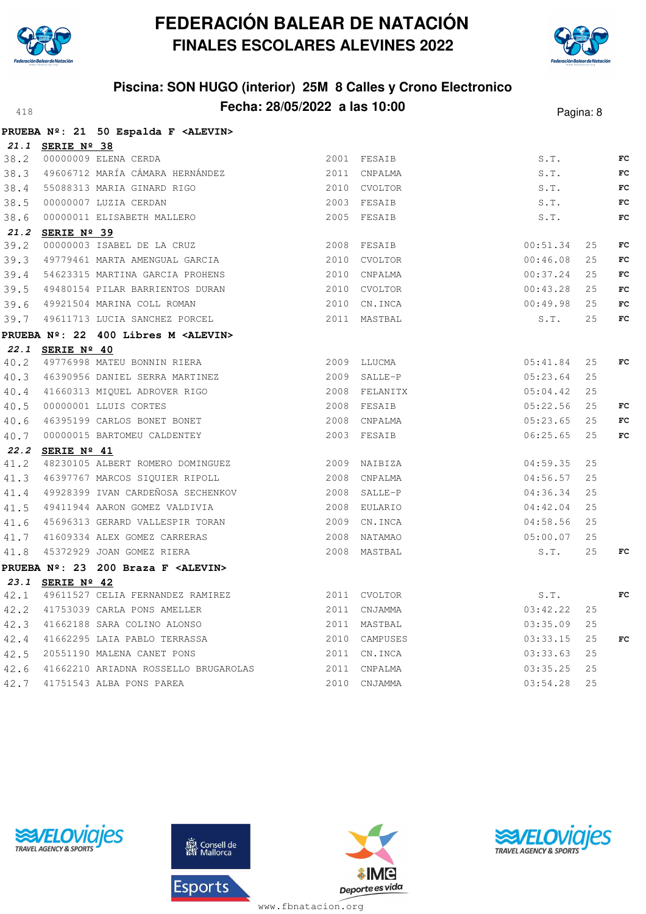# FEDERACIÓN BALEAR DE NATACIÓN
## FINALES ESCOLARES ALEVINES 2022

### Piscina: SON HUGO (interior) 25M 8 Calles y Crono Electronico
### Fecha: 28/05/2022 a las 10:00

418

**PRUEBA Nº: 21 50 Espalda F <ALEVIN>**

***21.1*** **SERIE Nº 38**

| | | | | | | | |
|---|---|---|---|---|---|---|---|
| 38.2 | 00000009 | ELENA CERDA | 2001 | FESAIB | S.T. | | FC |
| 38.3 | 49606712 | MARÍA CÁMARA HERNÁNDEZ | 2011 | CNPALMA | S.T. | | FC |
| 38.4 | 55088313 | MARIA GINARD RIGO | 2010 | CVOLTOR | S.T. | | FC |
| 38.5 | 00000007 | LUZIA CERDAN | 2003 | FESAIB | S.T. | | FC |
| 38.6 | 00000011 | ELISABETH MALLERO | 2005 | FESAIB | S.T. | | FC |

***21.2*** **SERIE Nº 39**

| | | | | | | | |
|---|---|---|---|---|---|---|---|
| 39.2 | 00000003 | ISABEL DE LA CRUZ | 2008 | FESAIB | 00:51.34 | 25 | FC |
| 39.3 | 49779461 | MARTA AMENGUAL GARCIA | 2010 | CVOLTOR | 00:46.08 | 25 | FC |
| 39.4 | 54623315 | MARTINA GARCIA PROHENS | 2010 | CNPALMA | 00:37.24 | 25 | FC |
| 39.5 | 49480154 | PILAR BARRIENTOS DURAN | 2010 | CVOLTOR | 00:43.28 | 25 | FC |
| 39.6 | 49921504 | MARINA COLL ROMAN | 2010 | CN.INCA | 00:49.98 | 25 | FC |
| 39.7 | 49611713 | LUCIA SANCHEZ PORCEL | 2011 | MASTBAL | S.T. | 25 | FC |

**PRUEBA Nº: 22 400 Libres M <ALEVIN>**

***22.1*** **SERIE Nº 40**

| | | | | | | | |
|---|---|---|---|---|---|---|---|
| 40.2 | 49776998 | MATEU BONNIN RIERA | 2009 | LLUCMA | 05:41.84 | 25 | FC |
| 40.3 | 46390956 | DANIEL SERRA MARTINEZ | 2009 | SALLE-P | 05:23.64 | 25 | |
| 40.4 | 41660313 | MIQUEL ADROVER RIGO | 2008 | FELANITX | 05:04.42 | 25 | |
| 40.5 | 00000001 | LLUIS CORTES | 2008 | FESAIB | 05:22.56 | 25 | FC |
| 40.6 | 46395199 | CARLOS BONET BONET | 2008 | CNPALMA | 05:23.65 | 25 | FC |
| 40.7 | 00000015 | BARTOMEU CALDENTEY | 2003 | FESAIB | 06:25.65 | 25 | FC |

***22.2*** **SERIE Nº 41**

| | | | | | | | |
|---|---|---|---|---|---|---|---|
| 41.2 | 48230105 | ALBERT ROMERO DOMINGUEZ | 2009 | NAIBIZA | 04:59.35 | 25 | |
| 41.3 | 46397767 | MARCOS SIQUIER RIPOLL | 2008 | CNPALMA | 04:56.57 | 25 | |
| 41.4 | 49928399 | IVAN CARDEÑOSA SECHENKOV | 2008 | SALLE-P | 04:36.34 | 25 | |
| 41.5 | 49411944 | AARON GOMEZ VALDIVIA | 2008 | EULARIO | 04:42.04 | 25 | |
| 41.6 | 45696313 | GERARD VALLESPIR TORAN | 2009 | CN.INCA | 04:58.56 | 25 | |
| 41.7 | 41609334 | ALEX GOMEZ CARRERAS | 2008 | NATAMAO | 05:00.07 | 25 | |
| 41.8 | 45372929 | JOAN GOMEZ RIERA | 2008 | MASTBAL | S.T. | 25 | FC |

**PRUEBA Nº: 23 200 Braza F <ALEVIN>**

***23.1*** **SERIE Nº 42**

| | | | | | | | |
|---|---|---|---|---|---|---|---|
| 42.1 | 49611527 | CELIA FERNANDEZ RAMIREZ | 2011 | CVOLTOR | S.T. | | FC |
| 42.2 | 41753039 | CARLA PONS AMELLER | 2011 | CNJAMMA | 03:42.22 | 25 | |
| 42.3 | 41662188 | SARA COLINO ALONSO | 2011 | MASTBAL | 03:35.09 | 25 | |
| 42.4 | 41662295 | LAIA PABLO TERRASSA | 2010 | CAMPUSES | 03:33.15 | 25 | FC |
| 42.5 | 20551190 | MALENA CANET PONS | 2011 | CN.INCA | 03:33.63 | 25 | |
| 42.6 | 41662210 | ARIADNA ROSSELLO BRUGAROLAS | 2011 | CNPALMA | 03:35.25 | 25 | |
| 42.7 | 41751543 | ALBA PONS PAREA | 2010 | CNJAMMA | 03:54.28 | 25 | |

www.fbnatacion.org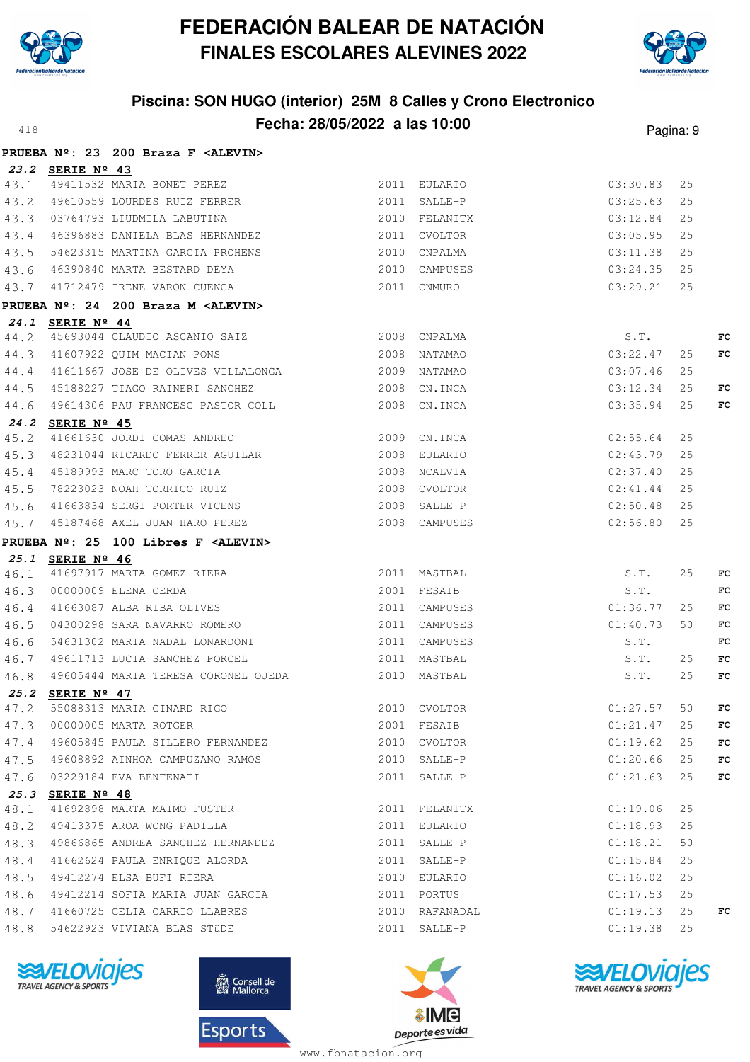# FEDERACIÓN BALEAR DE NATACIÓN
## FINALES ESCOLARES ALEVINES 2022

### Piscina: SON HUGO (interior) 25M 8 Calles y Crono Electronico
### Fecha: 28/05/2022 a las 10:00

418

**PRUEBA Nº: 23 200 Braza F <ALEVIN>**

**23.2 SERIE Nº 43**

| Pos | Licencia | Nombre | Año | Club | Tiempo | Piscina | |
|---|---|---|---|---|---|---|---|
| 43.1 | 49411532 | MARIA BONET PEREZ | 2011 | EULARIO | 03:30.83 | 25 | |
| 43.2 | 49610559 | LOURDES RUIZ FERRER | 2011 | SALLE-P | 03:25.63 | 25 | |
| 43.3 | 03764793 | LIUDMILA LABUTINA | 2010 | FELANITX | 03:12.84 | 25 | |
| 43.4 | 46396883 | DANIELA BLAS HERNANDEZ | 2011 | CVOLTOR | 03:05.95 | 25 | |
| 43.5 | 54623315 | MARTINA GARCIA PROHENS | 2010 | CNPALMA | 03:11.38 | 25 | |
| 43.6 | 46390840 | MARTA BESTARD DEYA | 2010 | CAMPUSES | 03:24.35 | 25 | |
| 43.7 | 41712479 | IRENE VARON CUENCA | 2011 | CNMURO | 03:29.21 | 25 | |

**PRUEBA Nº: 24 200 Braza M <ALEVIN>**

**24.1 SERIE Nº 44**

| Pos | Licencia | Nombre | Año | Club | Tiempo | Piscina | |
|---|---|---|---|---|---|---|---|
| 44.2 | 45693044 | CLAUDIO ASCANIO SAIZ | 2008 | CNPALMA | S.T. | | FC |
| 44.3 | 41607922 | QUIM MACIAN PONS | 2008 | NATAMAO | 03:22.47 | 25 | FC |
| 44.4 | 41611667 | JOSE DE OLIVES VILLALONGA | 2009 | NATAMAO | 03:07.46 | 25 | |
| 44.5 | 45188227 | TIAGO RAINERI SANCHEZ | 2008 | CN.INCA | 03:12.34 | 25 | FC |
| 44.6 | 49614306 | PAU FRANCESC PASTOR COLL | 2008 | CN.INCA | 03:35.94 | 25 | FC |

**24.2 SERIE Nº 45**

| Pos | Licencia | Nombre | Año | Club | Tiempo | Piscina | |
|---|---|---|---|---|---|---|---|
| 45.2 | 41661630 | JORDI COMAS ANDREO | 2009 | CN.INCA | 02:55.64 | 25 | |
| 45.3 | 48231044 | RICARDO FERRER AGUILAR | 2008 | EULARIO | 02:43.79 | 25 | |
| 45.4 | 45189993 | MARC TORO GARCIA | 2008 | NCALVIA | 02:37.40 | 25 | |
| 45.5 | 78223023 | NOAH TORRICO RUIZ | 2008 | CVOLTOR | 02:41.44 | 25 | |
| 45.6 | 41663834 | SERGI PORTER VICENS | 2008 | SALLE-P | 02:50.48 | 25 | |
| 45.7 | 45187468 | AXEL JUAN HARO PEREZ | 2008 | CAMPUSES | 02:56.80 | 25 | |

**PRUEBA Nº: 25 100 Libres F <ALEVIN>**

**25.1 SERIE Nº 46**

| Pos | Licencia | Nombre | Año | Club | Tiempo | Piscina | |
|---|---|---|---|---|---|---|---|
| 46.1 | 41697917 | MARTA GOMEZ RIERA | 2011 | MASTBAL | S.T. | 25 | FC |
| 46.3 | 00000009 | ELENA CERDA | 2001 | FESAIB | S.T. | | FC |
| 46.4 | 41663087 | ALBA RIBA OLIVES | 2011 | CAMPUSES | 01:36.77 | 25 | FC |
| 46.5 | 04300298 | SARA NAVARRO ROMERO | 2011 | CAMPUSES | 01:40.73 | 50 | FC |
| 46.6 | 54631302 | MARIA NADAL LONARDONI | 2011 | CAMPUSES | S.T. | | FC |
| 46.7 | 49611713 | LUCIA SANCHEZ PORCEL | 2011 | MASTBAL | S.T. | 25 | FC |
| 46.8 | 49605444 | MARIA TERESA CORONEL OJEDA | 2010 | MASTBAL | S.T. | 25 | FC |

**25.2 SERIE Nº 47**

| Pos | Licencia | Nombre | Año | Club | Tiempo | Piscina | |
|---|---|---|---|---|---|---|---|
| 47.2 | 55088313 | MARIA GINARD RIGO | 2010 | CVOLTOR | 01:27.57 | 50 | FC |
| 47.3 | 00000005 | MARTA ROTGER | 2001 | FESAIB | 01:21.47 | 25 | FC |
| 47.4 | 49605845 | PAULA SILLERO FERNANDEZ | 2010 | CVOLTOR | 01:19.62 | 25 | FC |
| 47.5 | 49608892 | AINHOA CAMPUZANO RAMOS | 2010 | SALLE-P | 01:20.66 | 25 | FC |
| 47.6 | 03229184 | EVA BENFENATI | 2011 | SALLE-P | 01:21.63 | 25 | FC |

**25.3 SERIE Nº 48**

| Pos | Licencia | Nombre | Año | Club | Tiempo | Piscina | |
|---|---|---|---|---|---|---|---|
| 48.1 | 41692898 | MARTA MAIMO FUSTER | 2011 | FELANITX | 01:19.06 | 25 | |
| 48.2 | 49413375 | AROA WONG PADILLA | 2011 | EULARIO | 01:18.93 | 25 | |
| 48.3 | 49866865 | ANDREA SANCHEZ HERNANDEZ | 2011 | SALLE-P | 01:18.21 | 50 | |
| 48.4 | 41662624 | PAULA ENRIQUE ALORDA | 2011 | SALLE-P | 01:15.84 | 25 | |
| 48.5 | 49412274 | ELSA BUFI RIERA | 2010 | EULARIO | 01:16.02 | 25 | |
| 48.6 | 49412214 | SOFIA MARIA JUAN GARCIA | 2011 | PORTUS | 01:17.53 | 25 | |
| 48.7 | 41660725 | CELIA CARRIO LLABRES | 2010 | RAFANADAL | 01:19.13 | 25 | FC |
| 48.8 | 54622923 | VIVIANA BLAS STÜDE | 2011 | SALLE-P | 01:19.38 | 25 | |

www.fbnatacion.org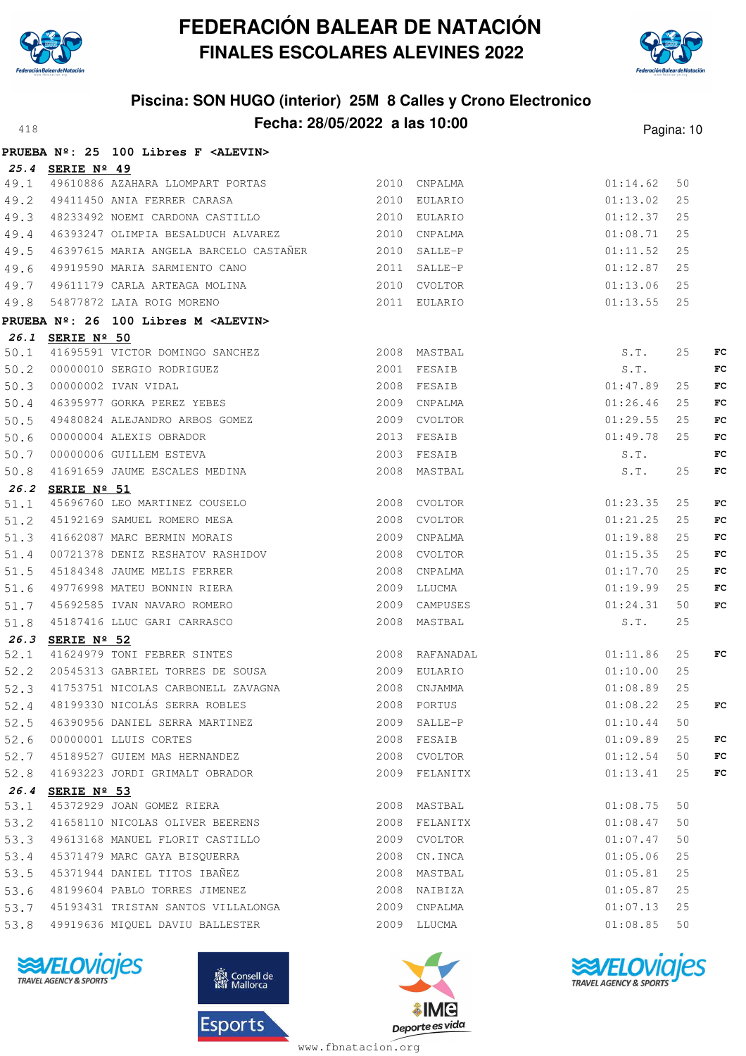# FEDERACIÓN BALEAR DE NATACIÓN
## FINALES ESCOLARES ALEVINES 2022

### Piscina: SON HUGO (interior) 25M 8 Calles y Crono Electronico
### Fecha: 28/05/2022 a las 10:00

**PRUEBA Nº: 25 100 Libres F <ALEVIN>**

***25.4* SERIE Nº 49**

| | | | | | | | |
|---|---|---|---|---|---|---|---|
| 49.1 | 49610886 | AZAHARA LLOMPART PORTAS | 2010 | CNPALMA | 01:14.62 | 50 | |
| 49.2 | 49411450 | ANIA FERRER CARASA | 2010 | EULARIO | 01:13.02 | 25 | |
| 49.3 | 48233492 | NOEMI CARDONA CASTILLO | 2010 | EULARIO | 01:12.37 | 25 | |
| 49.4 | 46393247 | OLIMPIA BESALDUCH ALVAREZ | 2010 | CNPALMA | 01:08.71 | 25 | |
| 49.5 | 46397615 | MARIA ANGELA BARCELO CASTAÑER | 2010 | SALLE-P | 01:11.52 | 25 | |
| 49.6 | 49919590 | MARIA SARMIENTO CANO | 2011 | SALLE-P | 01:12.87 | 25 | |
| 49.7 | 49611179 | CARLA ARTEAGA MOLINA | 2010 | CVOLTOR | 01:13.06 | 25 | |
| 49.8 | 54877872 | LAIA ROIG MORENO | 2011 | EULARIO | 01:13.55 | 25 | |

**PRUEBA Nº: 26 100 Libres M <ALEVIN>**

***26.1* SERIE Nº 50**

| | | | | | | | |
|---|---|---|---|---|---|---|---|
| 50.1 | 41695591 | VICTOR DOMINGO SANCHEZ | 2008 | MASTBAL | S.T. | 25 | FC |
| 50.2 | 00000010 | SERGIO RODRIGUEZ | 2001 | FESAIB | S.T. | | FC |
| 50.3 | 00000002 | IVAN VIDAL | 2008 | FESAIB | 01:47.89 | 25 | FC |
| 50.4 | 46395977 | GORKA PEREZ YEBES | 2009 | CNPALMA | 01:26.46 | 25 | FC |
| 50.5 | 49480824 | ALEJANDRO ARBOS GOMEZ | 2009 | CVOLTOR | 01:29.55 | 25 | FC |
| 50.6 | 00000004 | ALEXIS OBRADOR | 2013 | FESAIB | 01:49.78 | 25 | FC |
| 50.7 | 00000006 | GUILLEM ESTEVA | 2003 | FESAIB | S.T. | | FC |
| 50.8 | 41691659 | JAUME ESCALES MEDINA | 2008 | MASTBAL | S.T. | 25 | FC |

***26.2* SERIE Nº 51**

| | | | | | | | |
|---|---|---|---|---|---|---|---|
| 51.1 | 45696760 | LEO MARTINEZ COUSELO | 2008 | CVOLTOR | 01:23.35 | 25 | FC |
| 51.2 | 45192169 | SAMUEL ROMERO MESA | 2008 | CVOLTOR | 01:21.25 | 25 | FC |
| 51.3 | 41662087 | MARC BERMIN MORAIS | 2009 | CNPALMA | 01:19.88 | 25 | FC |
| 51.4 | 00721378 | DENIZ RESHATOV RASHIDOV | 2008 | CVOLTOR | 01:15.35 | 25 | FC |
| 51.5 | 45184348 | JAUME MELIS FERRER | 2008 | CNPALMA | 01:17.70 | 25 | FC |
| 51.6 | 49776998 | MATEU BONNIN RIERA | 2009 | LLUCMA | 01:19.99 | 25 | FC |
| 51.7 | 45692585 | IVAN NAVARO ROMERO | 2009 | CAMPUSES | 01:24.31 | 50 | FC |
| 51.8 | 45187416 | LLUC GARI CARRASCO | 2008 | MASTBAL | S.T. | 25 | |

***26.3* SERIE Nº 52**

| | | | | | | | |
|---|---|---|---|---|---|---|---|
| 52.1 | 41624979 | TONI FEBRER SINTES | 2008 | RAFANADAL | 01:11.86 | 25 | FC |
| 52.2 | 20545313 | GABRIEL TORRES DE SOUSA | 2009 | EULARIO | 01:10.00 | 25 | |
| 52.3 | 41753751 | NICOLAS CARBONELL ZAVAGNA | 2008 | CNJAMMA | 01:08.89 | 25 | |
| 52.4 | 48199330 | NICOLÁS SERRA ROBLES | 2008 | PORTUS | 01:08.22 | 25 | FC |
| 52.5 | 46390956 | DANIEL SERRA MARTINEZ | 2009 | SALLE-P | 01:10.44 | 50 | |
| 52.6 | 00000001 | LLUIS CORTES | 2008 | FESAIB | 01:09.89 | 25 | FC |
| 52.7 | 45189527 | GUIEM MAS HERNANDEZ | 2008 | CVOLTOR | 01:12.54 | 50 | FC |
| 52.8 | 41693223 | JORDI GRIMALT OBRADOR | 2009 | FELANITX | 01:13.41 | 25 | FC |

***26.4* SERIE Nº 53**

| | | | | | | | |
|---|---|---|---|---|---|---|---|
| 53.1 | 45372929 | JOAN GOMEZ RIERA | 2008 | MASTBAL | 01:08.75 | 50 | |
| 53.2 | 41658110 | NICOLAS OLIVER BEERENS | 2008 | FELANITX | 01:08.47 | 50 | |
| 53.3 | 49613168 | MANUEL FLORIT CASTILLO | 2009 | CVOLTOR | 01:07.47 | 50 | |
| 53.4 | 45371479 | MARC GAYA BISQUERRA | 2008 | CN.INCA | 01:05.06 | 25 | |
| 53.5 | 45371944 | DANIEL TITOS IBAÑEZ | 2008 | MASTBAL | 01:05.81 | 25 | |
| 53.6 | 48199604 | PABLO TORRES JIMENEZ | 2008 | NAIBIZA | 01:05.87 | 25 | |
| 53.7 | 45193431 | TRISTAN SANTOS VILLALONGA | 2009 | CNPALMA | 01:07.13 | 25 | |
| 53.8 | 49919636 | MIQUEL DAVIU BALLESTER | 2009 | LLUCMA | 01:08.85 | 50 | |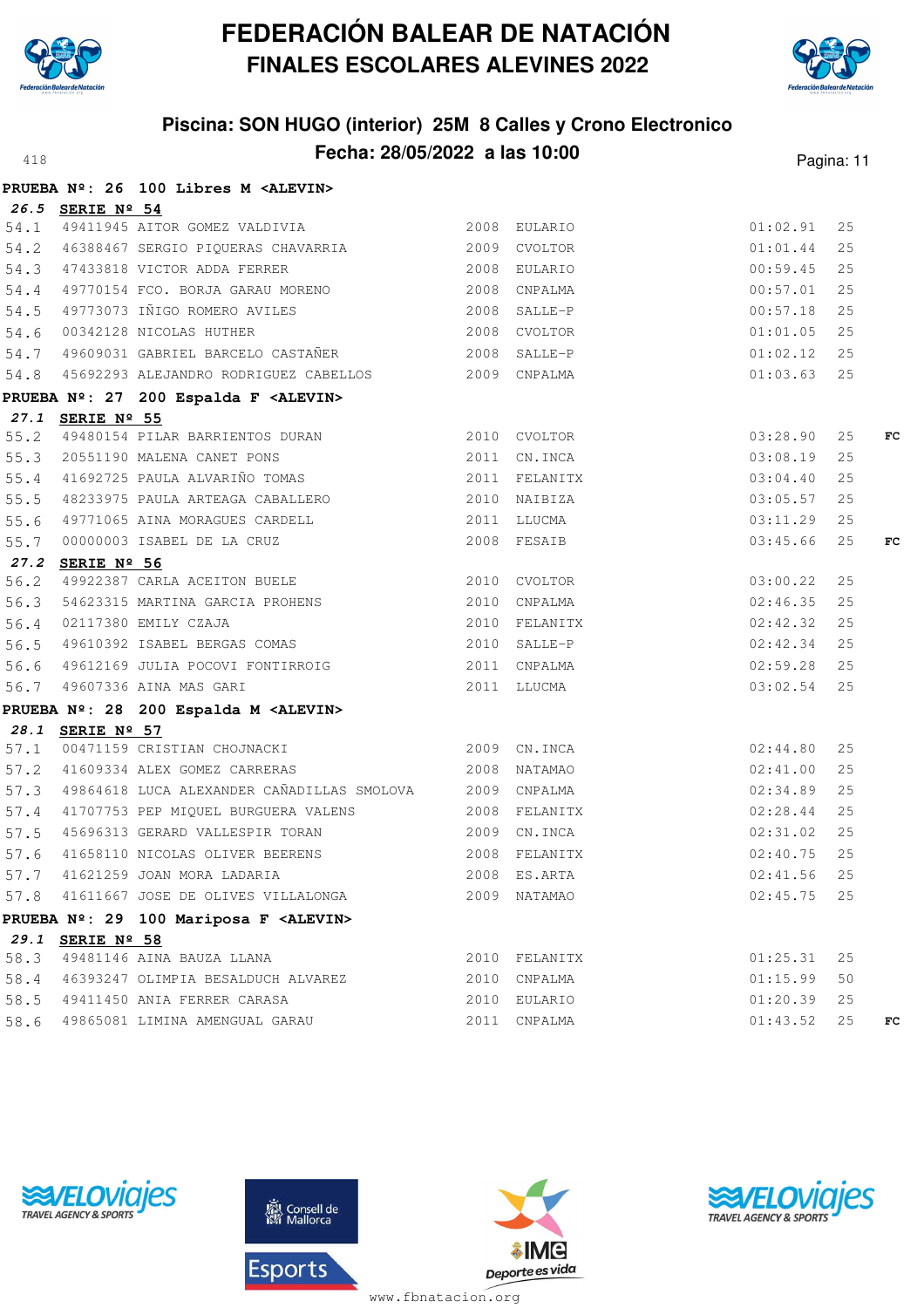# FEDERACIÓN BALEAR DE NATACIÓN
## FINALES ESCOLARES ALEVINES 2022

### Piscina: SON HUGO (interior) 25M 8 Calles y Crono Electronico
### Fecha: 28/05/2022 a las 10:00

**PRUEBA Nº: 26 100 Libres M <ALEVIN>**

***26.5*** **SERIE Nº 54**

| | | | | | | | |
|---|---|---|---|---|---|---|---|
| 54.1 | 49411945 | AITOR GOMEZ VALDIVIA | 2008 | EULARIO | 01:02.91 | 25 | |
| 54.2 | 46388467 | SERGIO PIQUERAS CHAVARRIA | 2009 | CVOLTOR | 01:01.44 | 25 | |
| 54.3 | 47433818 | VICTOR ADDA FERRER | 2008 | EULARIO | 00:59.45 | 25 | |
| 54.4 | 49770154 | FCO. BORJA GARAU MORENO | 2008 | CNPALMA | 00:57.01 | 25 | |
| 54.5 | 49773073 | IÑIGO ROMERO AVILES | 2008 | SALLE-P | 00:57.18 | 25 | |
| 54.6 | 00342128 | NICOLAS HUTHER | 2008 | CVOLTOR | 01:01.05 | 25 | |
| 54.7 | 49609031 | GABRIEL BARCELO CASTAÑER | 2008 | SALLE-P | 01:02.12 | 25 | |
| 54.8 | 45692293 | ALEJANDRO RODRIGUEZ CABELLOS | 2009 | CNPALMA | 01:03.63 | 25 | |

**PRUEBA Nº: 27 200 Espalda F <ALEVIN>**

***27.1*** **SERIE Nº 55**

| | | | | | | | |
|---|---|---|---|---|---|---|---|
| 55.2 | 49480154 | PILAR BARRIENTOS DURAN | 2010 | CVOLTOR | 03:28.90 | 25 | FC |
| 55.3 | 20551190 | MALENA CANET PONS | 2011 | CN.INCA | 03:08.19 | 25 | |
| 55.4 | 41692725 | PAULA ALVARIÑO TOMAS | 2011 | FELANITX | 03:04.40 | 25 | |
| 55.5 | 48233975 | PAULA ARTEAGA CABALLERO | 2010 | NAIBIZA | 03:05.57 | 25 | |
| 55.6 | 49771065 | AINA MORAGUES CARDELL | 2011 | LLUCMA | 03:11.29 | 25 | |
| 55.7 | 00000003 | ISABEL DE LA CRUZ | 2008 | FESAIB | 03:45.66 | 25 | FC |

***27.2*** **SERIE Nº 56**

| | | | | | | | |
|---|---|---|---|---|---|---|---|
| 56.2 | 49922387 | CARLA ACEITON BUELE | 2010 | CVOLTOR | 03:00.22 | 25 | |
| 56.3 | 54623315 | MARTINA GARCIA PROHENS | 2010 | CNPALMA | 02:46.35 | 25 | |
| 56.4 | 02117380 | EMILY CZAJA | 2010 | FELANITX | 02:42.32 | 25 | |
| 56.5 | 49610392 | ISABEL BERGAS COMAS | 2010 | SALLE-P | 02:42.34 | 25 | |
| 56.6 | 49612169 | JULIA POCOVI FONTIRROIG | 2011 | CNPALMA | 02:59.28 | 25 | |
| 56.7 | 49607336 | AINA MAS GARI | 2011 | LLUCMA | 03:02.54 | 25 | |

**PRUEBA Nº: 28 200 Espalda M <ALEVIN>**

***28.1*** **SERIE Nº 57**

| | | | | | | | |
|---|---|---|---|---|---|---|---|
| 57.1 | 00471159 | CRISTIAN CHOJNACKI | 2009 | CN.INCA | 02:44.80 | 25 | |
| 57.2 | 41609334 | ALEX GOMEZ CARRERAS | 2008 | NATAMAO | 02:41.00 | 25 | |
| 57.3 | 49864618 | LUCA ALEXANDER CAÑADILLAS SMOLOVA | 2009 | CNPALMA | 02:34.89 | 25 | |
| 57.4 | 41707753 | PEP MIQUEL BURGUERA VALENS | 2008 | FELANITX | 02:28.44 | 25 | |
| 57.5 | 45696313 | GERARD VALLESPIR TORAN | 2009 | CN.INCA | 02:31.02 | 25 | |
| 57.6 | 41658110 | NICOLAS OLIVER BEERENS | 2008 | FELANITX | 02:40.75 | 25 | |
| 57.7 | 41621259 | JOAN MORA LADARIA | 2008 | ES.ARTA | 02:41.56 | 25 | |
| 57.8 | 41611667 | JOSE DE OLIVES VILLALONGA | 2009 | NATAMAO | 02:45.75 | 25 | |

**PRUEBA Nº: 29 100 Mariposa F <ALEVIN>**

***29.1*** **SERIE Nº 58**

| | | | | | | | |
|---|---|---|---|---|---|---|---|
| 58.3 | 49481146 | AINA BAUZA LLANA | 2010 | FELANITX | 01:25.31 | 25 | |
| 58.4 | 46393247 | OLIMPIA BESALDUCH ALVAREZ | 2010 | CNPALMA | 01:15.99 | 50 | |
| 58.5 | 49411450 | ANIA FERRER CARASA | 2010 | EULARIO | 01:20.39 | 25 | |
| 58.6 | 49865081 | LIMINA AMENGUAL GARAU | 2011 | CNPALMA | 01:43.52 | 25 | FC |

www.fbnatacion.org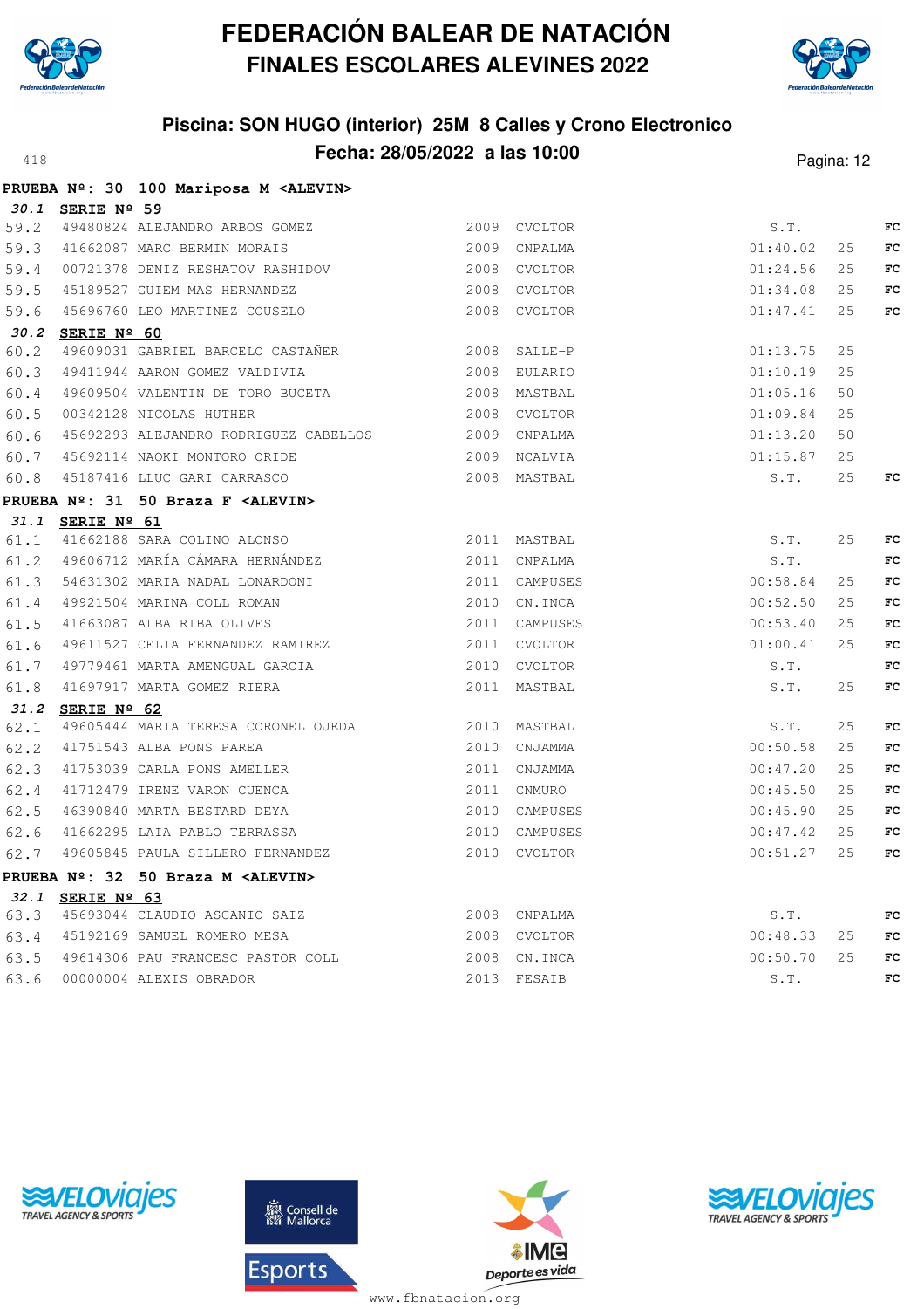# FEDERACIÓN BALEAR DE NATACIÓN
## FINALES ESCOLARES ALEVINES 2022

### Piscina: SON HUGO (interior) 25M 8 Calles y Crono Electronico
### Fecha: 28/05/2022 a las 10:00

418

**PRUEBA Nº: 30 100 Mariposa M <ALEVIN>**

***30.1* SERIE Nº 59**

| | | | | | | | |
|---|---|---|---|---|---|---|---|
| 59.2 | 49480824 | ALEJANDRO ARBOS GOMEZ | 2009 | CVOLTOR | S.T. | | FC |
| 59.3 | 41662087 | MARC BERMIN MORAIS | 2009 | CNPALMA | 01:40.02 | 25 | FC |
| 59.4 | 00721378 | DENIZ RESHATOV RASHIDOV | 2008 | CVOLTOR | 01:24.56 | 25 | FC |
| 59.5 | 45189527 | GUIEM MAS HERNANDEZ | 2008 | CVOLTOR | 01:34.08 | 25 | FC |
| 59.6 | 45696760 | LEO MARTINEZ COUSELO | 2008 | CVOLTOR | 01:47.41 | 25 | FC |

***30.2* SERIE Nº 60**

| | | | | | | | |
|---|---|---|---|---|---|---|---|
| 60.2 | 49609031 | GABRIEL BARCELO CASTAÑER | 2008 | SALLE-P | 01:13.75 | 25 | |
| 60.3 | 49411944 | AARON GOMEZ VALDIVIA | 2008 | EULARIO | 01:10.19 | 25 | |
| 60.4 | 49609504 | VALENTIN DE TORO BUCETA | 2008 | MASTBAL | 01:05.16 | 50 | |
| 60.5 | 00342128 | NICOLAS HUTHER | 2008 | CVOLTOR | 01:09.84 | 25 | |
| 60.6 | 45692293 | ALEJANDRO RODRIGUEZ CABELLOS | 2009 | CNPALMA | 01:13.20 | 50 | |
| 60.7 | 45692114 | NAOKI MONTORO ORIDE | 2009 | NCALVIA | 01:15.87 | 25 | |
| 60.8 | 45187416 | LLUC GARI CARRASCO | 2008 | MASTBAL | S.T. | 25 | FC |

**PRUEBA Nº: 31 50 Braza F <ALEVIN>**

***31.1* SERIE Nº 61**

| | | | | | | | |
|---|---|---|---|---|---|---|---|
| 61.1 | 41662188 | SARA COLINO ALONSO | 2011 | MASTBAL | S.T. | 25 | FC |
| 61.2 | 49606712 | MARÍA CÁMARA HERNÁNDEZ | 2011 | CNPALMA | S.T. | | FC |
| 61.3 | 54631302 | MARIA NADAL LONARDONI | 2011 | CAMPUSES | 00:58.84 | 25 | FC |
| 61.4 | 49921504 | MARINA COLL ROMAN | 2010 | CN.INCA | 00:52.50 | 25 | FC |
| 61.5 | 41663087 | ALBA RIBA OLIVES | 2011 | CAMPUSES | 00:53.40 | 25 | FC |
| 61.6 | 49611527 | CELIA FERNANDEZ RAMIREZ | 2011 | CVOLTOR | 01:00.41 | 25 | FC |
| 61.7 | 49779461 | MARTA AMENGUAL GARCIA | 2010 | CVOLTOR | S.T. | | FC |
| 61.8 | 41697917 | MARTA GOMEZ RIERA | 2011 | MASTBAL | S.T. | 25 | FC |

***31.2* SERIE Nº 62**

| | | | | | | | |
|---|---|---|---|---|---|---|---|
| 62.1 | 49605444 | MARIA TERESA CORONEL OJEDA | 2010 | MASTBAL | S.T. | 25 | FC |
| 62.2 | 41751543 | ALBA PONS PAREA | 2010 | CNJAMMA | 00:50.58 | 25 | FC |
| 62.3 | 41753039 | CARLA PONS AMELLER | 2011 | CNJAMMA | 00:47.20 | 25 | FC |
| 62.4 | 41712479 | IRENE VARON CUENCA | 2011 | CNMURO | 00:45.50 | 25 | FC |
| 62.5 | 46390840 | MARTA BESTARD DEYA | 2010 | CAMPUSES | 00:45.90 | 25 | FC |
| 62.6 | 41662295 | LAIA PABLO TERRASSA | 2010 | CAMPUSES | 00:47.42 | 25 | FC |
| 62.7 | 49605845 | PAULA SILLERO FERNANDEZ | 2010 | CVOLTOR | 00:51.27 | 25 | FC |

**PRUEBA Nº: 32 50 Braza M <ALEVIN>**

***32.1* SERIE Nº 63**

| | | | | | | | |
|---|---|---|---|---|---|---|---|
| 63.3 | 45693044 | CLAUDIO ASCANIO SAIZ | 2008 | CNPALMA | S.T. | | FC |
| 63.4 | 45192169 | SAMUEL ROMERO MESA | 2008 | CVOLTOR | 00:48.33 | 25 | FC |
| 63.5 | 49614306 | PAU FRANCESC PASTOR COLL | 2008 | CN.INCA | 00:50.70 | 25 | FC |
| 63.6 | 00000004 | ALEXIS OBRADOR | 2013 | FESAIB | S.T. | | FC |

www.fbnatacion.org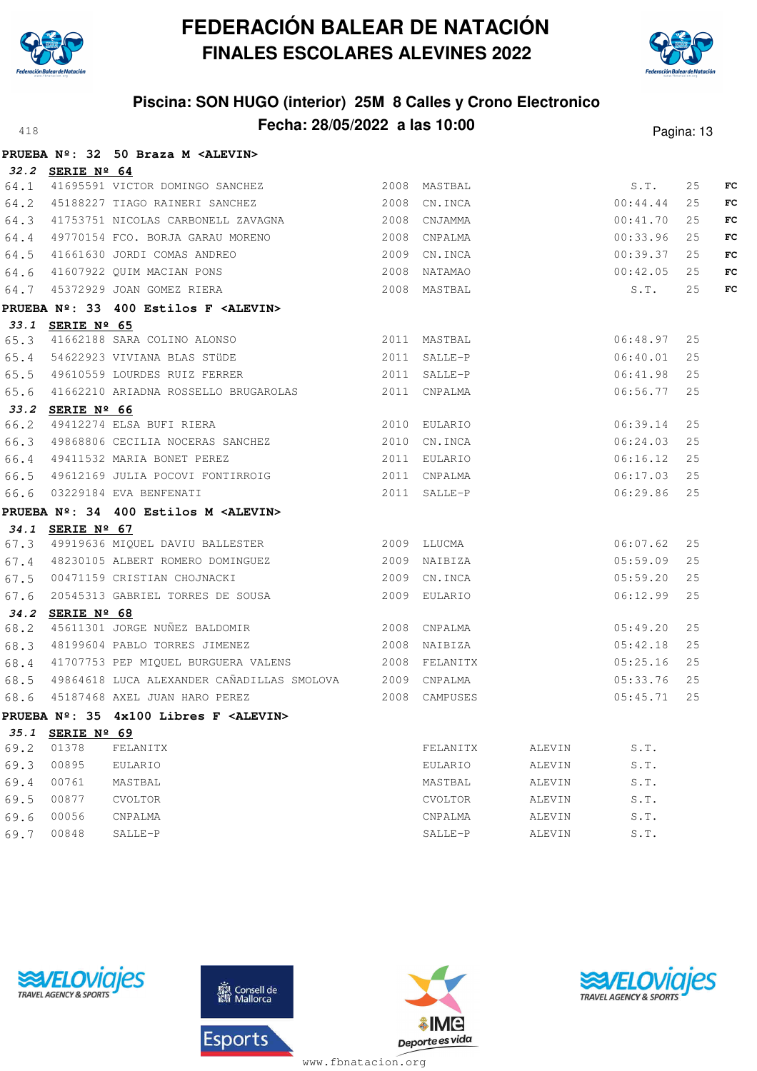# FEDERACIÓN BALEAR DE NATACIÓN
## FINALES ESCOLARES ALEVINES 2022

### Piscina: SON HUGO (interior) 25M 8 Calles y Crono Electronico
### Fecha: 28/05/2022 a las 10:00

**PRUEBA Nº: 32 50 Braza M <ALEVIN>**

*32.2* **SERIE Nº 64**

| | | | | | | | |
|---|---|---|---|---|---|---|---|
| 64.1 | 41695591 | VICTOR DOMINGO SANCHEZ | 2008 | MASTBAL | S.T. | 25 | FC |
| 64.2 | 45188227 | TIAGO RAINERI SANCHEZ | 2008 | CN.INCA | 00:44.44 | 25 | FC |
| 64.3 | 41753751 | NICOLAS CARBONELL ZAVAGNA | 2008 | CNJAMMA | 00:41.70 | 25 | FC |
| 64.4 | 49770154 | FCO. BORJA GARAU MORENO | 2008 | CNPALMA | 00:33.96 | 25 | FC |
| 64.5 | 41661630 | JORDI COMAS ANDREO | 2009 | CN.INCA | 00:39.37 | 25 | FC |
| 64.6 | 41607922 | QUIM MACIAN PONS | 2008 | NATAMAO | 00:42.05 | 25 | FC |
| 64.7 | 45372929 | JOAN GOMEZ RIERA | 2008 | MASTBAL | S.T. | 25 | FC |

**PRUEBA Nº: 33 400 Estilos F <ALEVIN>**

*33.1* **SERIE Nº 65**

| | | | | | | |
|---|---|---|---|---|---|---|
| 65.3 | 41662188 | SARA COLINO ALONSO | 2011 | MASTBAL | 06:48.97 | 25 |
| 65.4 | 54622923 | VIVIANA BLAS STÜDE | 2011 | SALLE-P | 06:40.01 | 25 |
| 65.5 | 49610559 | LOURDES RUIZ FERRER | 2011 | SALLE-P | 06:41.98 | 25 |
| 65.6 | 41662210 | ARIADNA ROSSELLO BRUGAROLAS | 2011 | CNPALMA | 06:56.77 | 25 |

*33.2* **SERIE Nº 66**

| | | | | | | |
|---|---|---|---|---|---|---|
| 66.2 | 49412274 | ELSA BUFI RIERA | 2010 | EULARIO | 06:39.14 | 25 |
| 66.3 | 49868806 | CECILIA NOCERAS SANCHEZ | 2010 | CN.INCA | 06:24.03 | 25 |
| 66.4 | 49411532 | MARIA BONET PEREZ | 2011 | EULARIO | 06:16.12 | 25 |
| 66.5 | 49612169 | JULIA POCOVI FONTIRROIG | 2011 | CNPALMA | 06:17.03 | 25 |
| 66.6 | 03229184 | EVA BENFENATI | 2011 | SALLE-P | 06:29.86 | 25 |

**PRUEBA Nº: 34 400 Estilos M <ALEVIN>**

*34.1* **SERIE Nº 67**

| | | | | | | |
|---|---|---|---|---|---|---|
| 67.3 | 49919636 | MIQUEL DAVIU BALLESTER | 2009 | LLUCMA | 06:07.62 | 25 |
| 67.4 | 48230105 | ALBERT ROMERO DOMINGUEZ | 2009 | NAIBIZA | 05:59.09 | 25 |
| 67.5 | 00471159 | CRISTIAN CHOJNACKI | 2009 | CN.INCA | 05:59.20 | 25 |
| 67.6 | 20545313 | GABRIEL TORRES DE SOUSA | 2009 | EULARIO | 06:12.99 | 25 |

*34.2* **SERIE Nº 68**

| | | | | | | |
|---|---|---|---|---|---|---|
| 68.2 | 45611301 | JORGE NUÑEZ BALDOMIR | 2008 | CNPALMA | 05:49.20 | 25 |
| 68.3 | 48199604 | PABLO TORRES JIMENEZ | 2008 | NAIBIZA | 05:42.18 | 25 |
| 68.4 | 41707753 | PEP MIQUEL BURGUERA VALENS | 2008 | FELANITX | 05:25.16 | 25 |
| 68.5 | 49864618 | LUCA ALEXANDER CAÑADILLAS SMOLOVA | 2009 | CNPALMA | 05:33.76 | 25 |
| 68.6 | 45187468 | AXEL JUAN HARO PEREZ | 2008 | CAMPUSES | 05:45.71 | 25 |

**PRUEBA Nº: 35 4x100 Libres F <ALEVIN>**

*35.1* **SERIE Nº 69**

| | | | | | |
|---|---|---|---|---|---|
| 69.2 | 01378 | FELANITX | FELANITX | ALEVIN | S.T. |
| 69.3 | 00895 | EULARIO | EULARIO | ALEVIN | S.T. |
| 69.4 | 00761 | MASTBAL | MASTBAL | ALEVIN | S.T. |
| 69.5 | 00877 | CVOLTOR | CVOLTOR | ALEVIN | S.T. |
| 69.6 | 00056 | CNPALMA | CNPALMA | ALEVIN | S.T. |
| 69.7 | 00848 | SALLE-P | SALLE-P | ALEVIN | S.T. |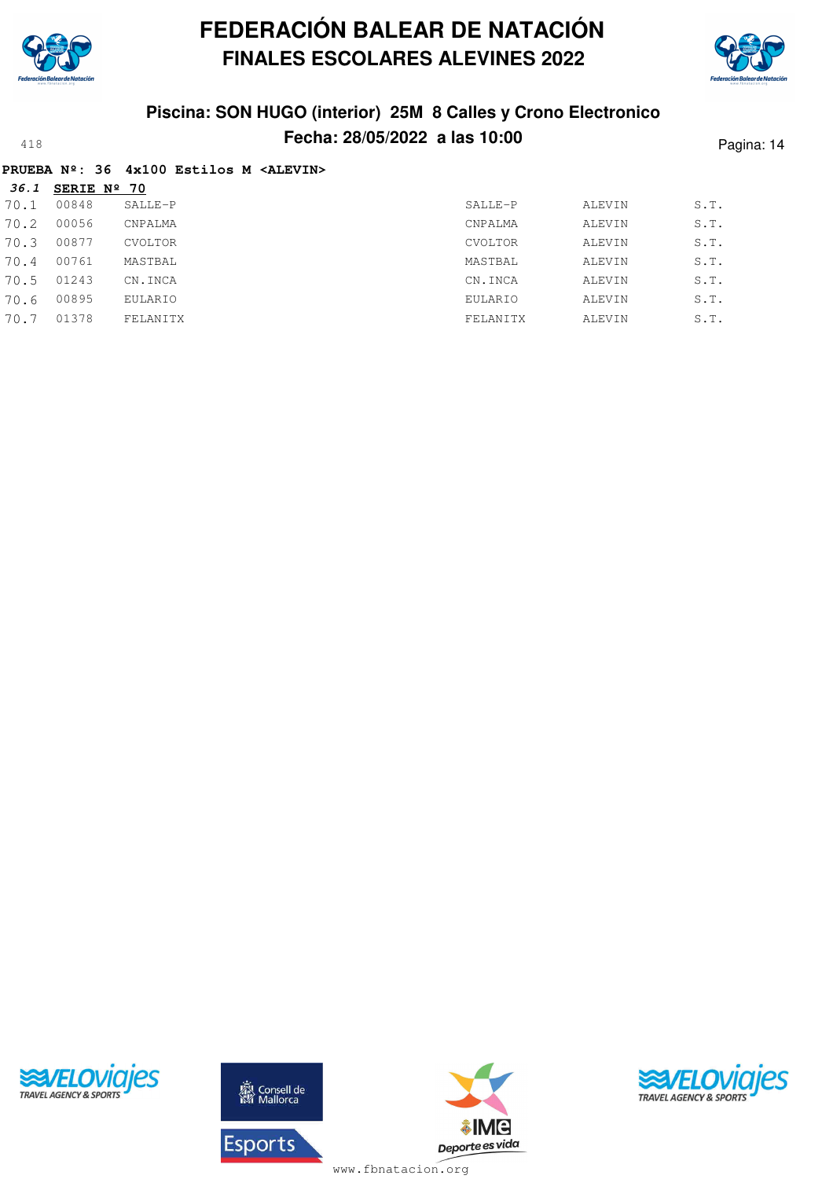# FEDERACIÓN BALEAR DE NATACIÓN
## FINALES ESCOLARES ALEVINES 2022

### Piscina: SON HUGO (interior) 25M 8 Calles y Crono Electronico
### Fecha: 28/05/2022 a las 10:00

418

**PRUEBA Nº: 36 4x100 Estilos M <ALEVIN>**

***36.1*** **SERIE Nº 70**

| | | | | | |
|---|---|---|---|---|---|
| 70.1 | 00848 | SALLE-P | SALLE-P | ALEVIN | S.T. |
| 70.2 | 00056 | CNPALMA | CNPALMA | ALEVIN | S.T. |
| 70.3 | 00877 | CVOLTOR | CVOLTOR | ALEVIN | S.T. |
| 70.4 | 00761 | MASTBAL | MASTBAL | ALEVIN | S.T. |
| 70.5 | 01243 | CN.INCA | CN.INCA | ALEVIN | S.T. |
| 70.6 | 00895 | EULARIO | EULARIO | ALEVIN | S.T. |
| 70.7 | 01378 | FELANITX | FELANITX | ALEVIN | S.T. |

www.fbnatacion.org